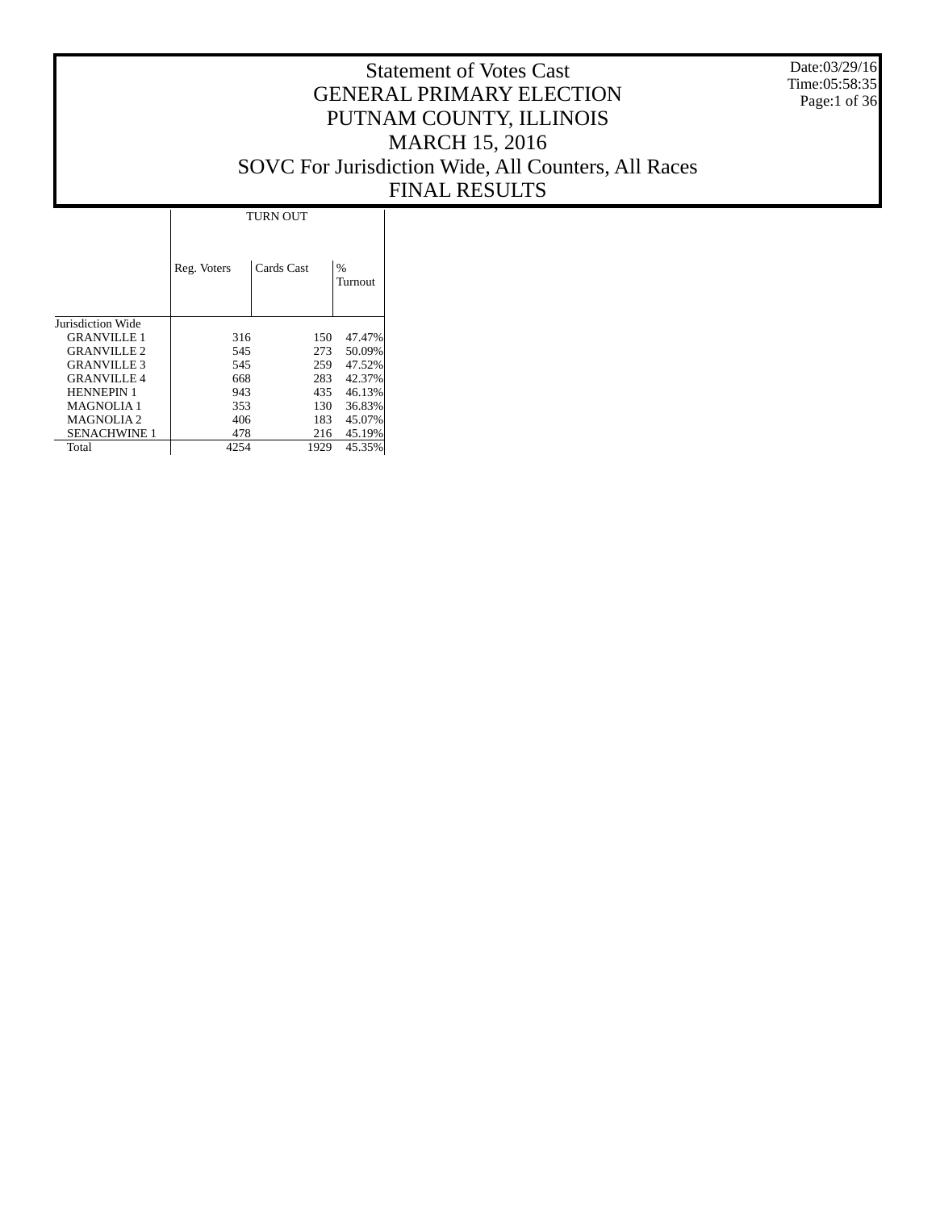# Statement of Votes Cast
## GENERAL PRIMARY ELECTION
## PUTNAM COUNTY, ILLINOIS
## MARCH 15, 2016
## SOVC For Jurisdiction Wide, All Counters, All Races
## FINAL RESULTS

Date:03/29/16
Time:05:58:35

| | TURN OUT | | |
|---|---|---|---|
| | Reg. Voters | Cards Cast | % Turnout |
| Jurisdiction Wide | | | |
| GRANVILLE 1 | 316 | 150 | 47.47% |
| GRANVILLE 2 | 545 | 273 | 50.09% |
| GRANVILLE 3 | 545 | 259 | 47.52% |
| GRANVILLE 4 | 668 | 283 | 42.37% |
| HENNEPIN 1 | 943 | 435 | 46.13% |
| MAGNOLIA 1 | 353 | 130 | 36.83% |
| MAGNOLIA 2 | 406 | 183 | 45.07% |
| SENACHWINE 1 | 478 | 216 | 45.19% |
| Total | 4254 | 1929 | 45.35% |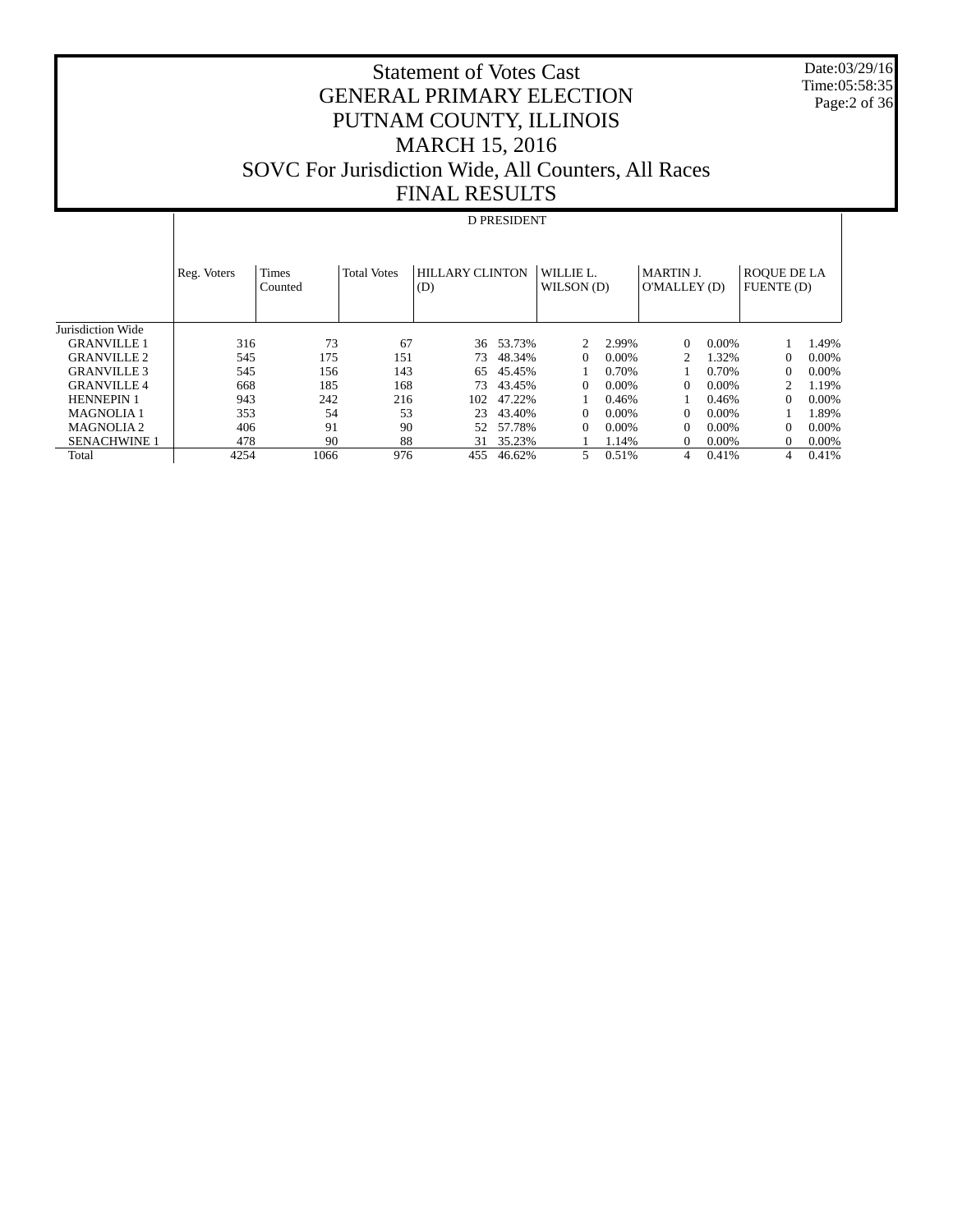# Statement of Votes Cast
# GENERAL PRIMARY ELECTION
# PUTNAM COUNTY, ILLINOIS
# MARCH 15, 2016
# SOVC For Jurisdiction Wide, All Counters, All Races
# FINAL RESULTS

Date:03/29/16
Time:05:58:35

## D PRESIDENT

| | Reg. Voters | Times Counted | Total Votes | HILLARY CLINTON (D) | | WILLIE L. WILSON (D) | | MARTIN J. O'MALLEY (D) | | ROQUE DE LA FUENTE (D) | |
|---|---|---|---|---|---|---|---|---|---|---|---|
| Jurisdiction Wide | | | | | | | | | | | |
| GRANVILLE 1 | 316 | 73 | 67 | 36 | 53.73% | 2 | 2.99% | 0 | 0.00% | 1 | 1.49% |
| GRANVILLE 2 | 545 | 175 | 151 | 73 | 48.34% | 0 | 0.00% | 2 | 1.32% | 0 | 0.00% |
| GRANVILLE 3 | 545 | 156 | 143 | 65 | 45.45% | 1 | 0.70% | 1 | 0.70% | 0 | 0.00% |
| GRANVILLE 4 | 668 | 185 | 168 | 73 | 43.45% | 0 | 0.00% | 0 | 0.00% | 2 | 1.19% |
| HENNEPIN 1 | 943 | 242 | 216 | 102 | 47.22% | 1 | 0.46% | 1 | 0.46% | 0 | 0.00% |
| MAGNOLIA 1 | 353 | 54 | 53 | 23 | 43.40% | 0 | 0.00% | 0 | 0.00% | 1 | 1.89% |
| MAGNOLIA 2 | 406 | 91 | 90 | 52 | 57.78% | 0 | 0.00% | 0 | 0.00% | 0 | 0.00% |
| SENACHWINE 1 | 478 | 90 | 88 | 31 | 35.23% | 1 | 1.14% | 0 | 0.00% | 0 | 0.00% |
| Total | 4254 | 1066 | 976 | 455 | 46.62% | 5 | 0.51% | 4 | 0.41% | 4 | 0.41% |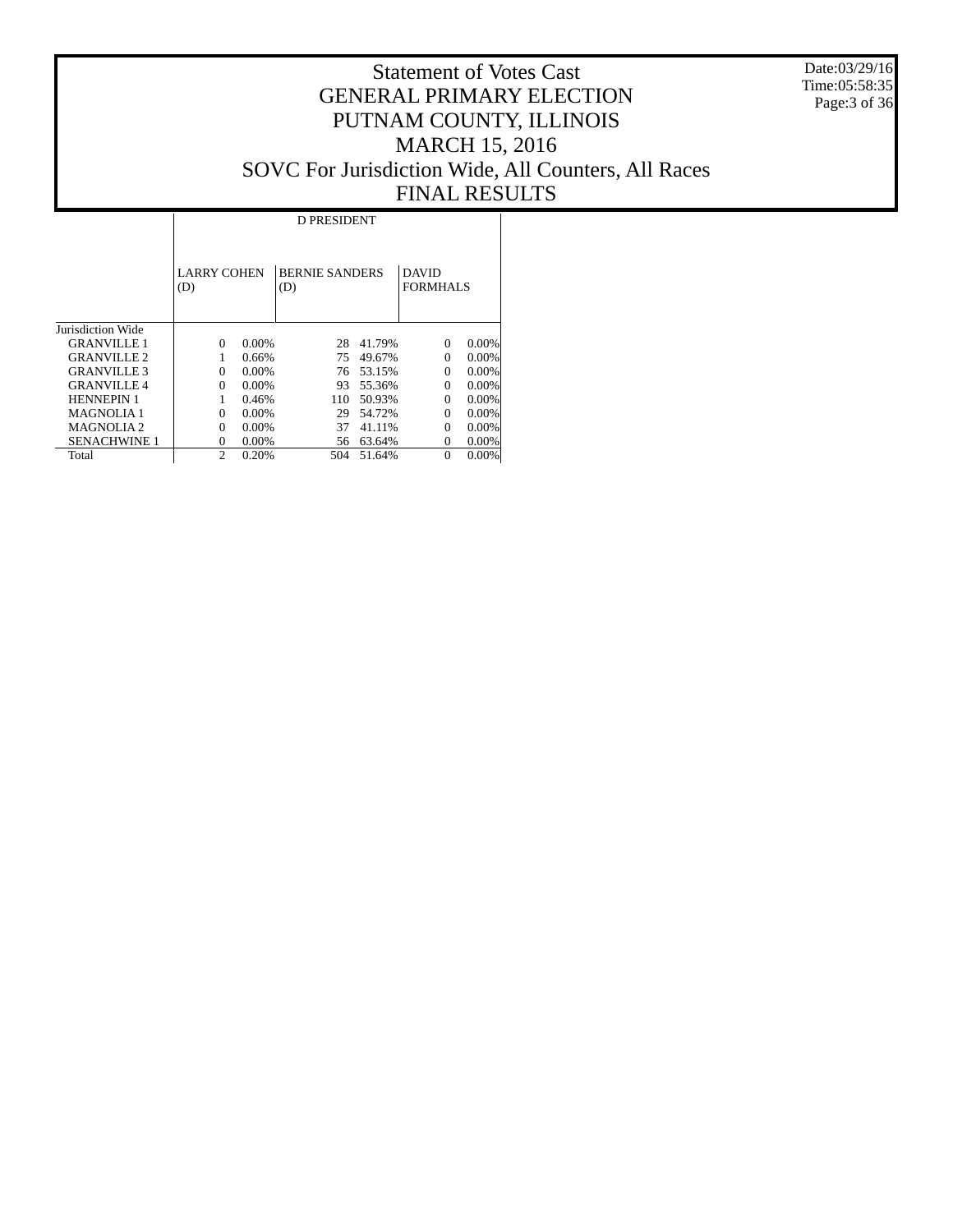# Statement of Votes Cast
## GENERAL PRIMARY ELECTION
## PUTNAM COUNTY, ILLINOIS
## MARCH 15, 2016
## SOVC For Jurisdiction Wide, All Counters, All Races
## FINAL RESULTS

Date:03/29/16
Time:05:58:35

| | D PRESIDENT | | | | | |
|---|---|---|---|---|---|---|
| | LARRY COHEN (D) | | BERNIE SANDERS (D) | | DAVID FORMHALS | |
| Jurisdiction Wide | | | | | | |
| GRANVILLE 1 | 0 | 0.00% | 28 | 41.79% | 0 | 0.00% |
| GRANVILLE 2 | 1 | 0.66% | 75 | 49.67% | 0 | 0.00% |
| GRANVILLE 3 | 0 | 0.00% | 76 | 53.15% | 0 | 0.00% |
| GRANVILLE 4 | 0 | 0.00% | 93 | 55.36% | 0 | 0.00% |
| HENNEPIN 1 | 1 | 0.46% | 110 | 50.93% | 0 | 0.00% |
| MAGNOLIA 1 | 0 | 0.00% | 29 | 54.72% | 0 | 0.00% |
| MAGNOLIA 2 | 0 | 0.00% | 37 | 41.11% | 0 | 0.00% |
| SENACHWINE 1 | 0 | 0.00% | 56 | 63.64% | 0 | 0.00% |
| Total | 2 | 0.20% | 504 | 51.64% | 0 | 0.00% |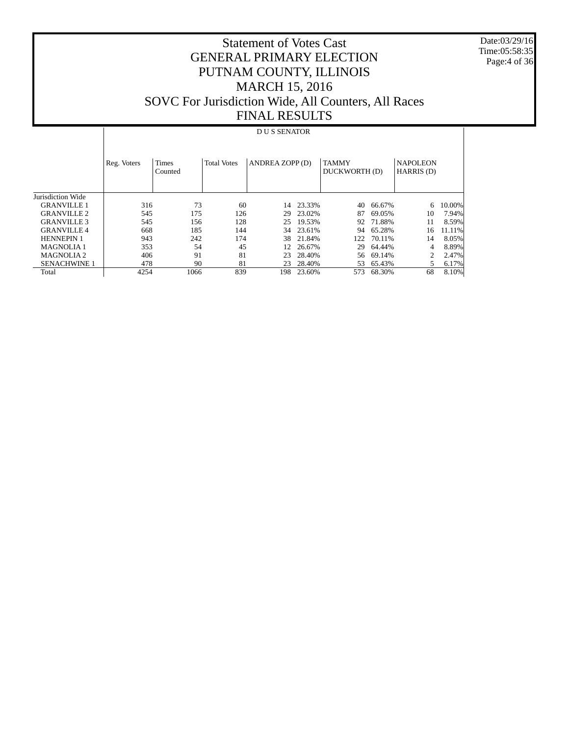# Statement of Votes Cast
# GENERAL PRIMARY ELECTION
# PUTNAM COUNTY, ILLINOIS
# MARCH 15, 2016
# SOVC For Jurisdiction Wide, All Counters, All Races
# FINAL RESULTS

Date:03/29/16
Time:05:58:35

| | D U S SENATOR | | | | | | | | |
|---|---|---|---|---|---|---|---|---|---|
| | Reg. Voters | Times Counted | Total Votes | ANDREA ZOPP (D) | | TAMMY DUCKWORTH (D) | | NAPOLEON HARRIS (D) | |
| Jurisdiction Wide | | | | | | | | | |
| GRANVILLE 1 | 316 | 73 | 60 | 14 | 23.33% | 40 | 66.67% | 6 | 10.00% |
| GRANVILLE 2 | 545 | 175 | 126 | 29 | 23.02% | 87 | 69.05% | 10 | 7.94% |
| GRANVILLE 3 | 545 | 156 | 128 | 25 | 19.53% | 92 | 71.88% | 11 | 8.59% |
| GRANVILLE 4 | 668 | 185 | 144 | 34 | 23.61% | 94 | 65.28% | 16 | 11.11% |
| HENNEPIN 1 | 943 | 242 | 174 | 38 | 21.84% | 122 | 70.11% | 14 | 8.05% |
| MAGNOLIA 1 | 353 | 54 | 45 | 12 | 26.67% | 29 | 64.44% | 4 | 8.89% |
| MAGNOLIA 2 | 406 | 91 | 81 | 23 | 28.40% | 56 | 69.14% | 2 | 2.47% |
| SENACHWINE 1 | 478 | 90 | 81 | 23 | 28.40% | 53 | 65.43% | 5 | 6.17% |
| Total | 4254 | 1066 | 839 | 198 | 23.60% | 573 | 68.30% | 68 | 8.10% |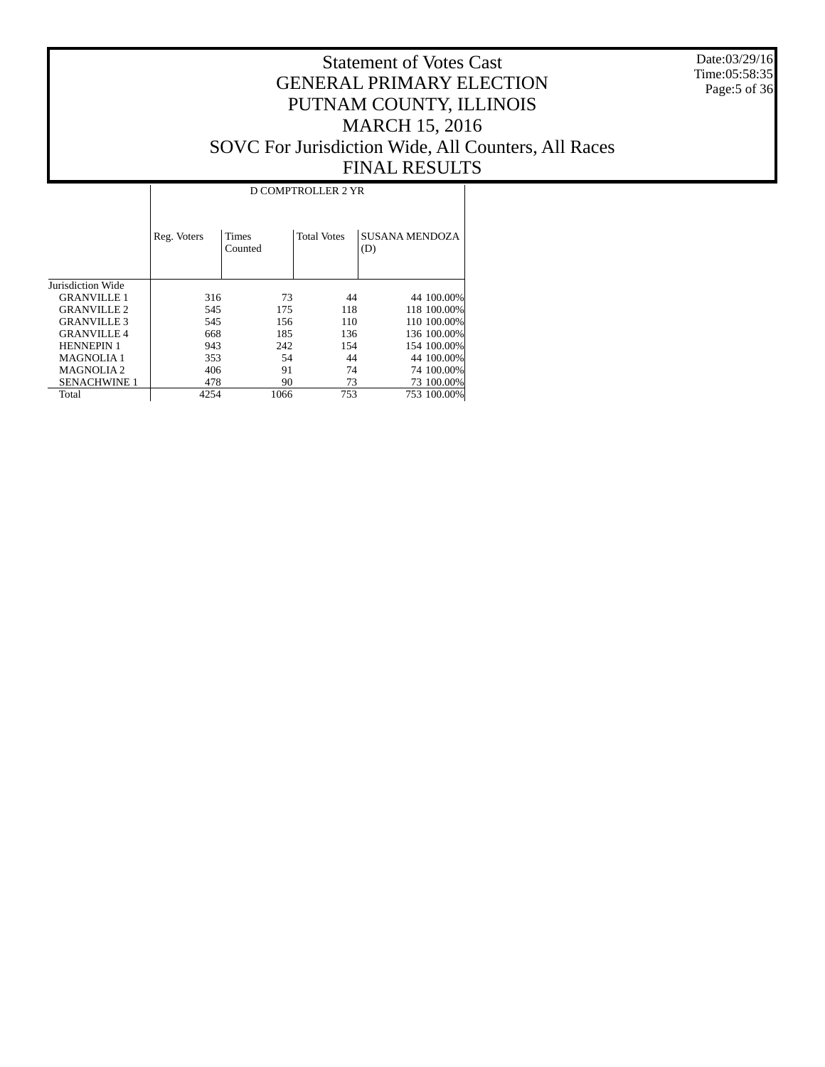# Statement of Votes Cast
# GENERAL PRIMARY ELECTION
# PUTNAM COUNTY, ILLINOIS
# MARCH 15, 2016
# SOVC For Jurisdiction Wide, All Counters, All Races
# FINAL RESULTS

Date:03/29/16
Time:05:58:35

| | D COMPTROLLER 2 YR | | | | |
|---|---|---|---|---|---|
| | Reg. Voters | Times Counted | Total Votes | SUSANA MENDOZA (D) | |
| Jurisdiction Wide | | | | | |
| GRANVILLE 1 | 316 | 73 | 44 | 44 | 100.00% |
| GRANVILLE 2 | 545 | 175 | 118 | 118 | 100.00% |
| GRANVILLE 3 | 545 | 156 | 110 | 110 | 100.00% |
| GRANVILLE 4 | 668 | 185 | 136 | 136 | 100.00% |
| HENNEPIN 1 | 943 | 242 | 154 | 154 | 100.00% |
| MAGNOLIA 1 | 353 | 54 | 44 | 44 | 100.00% |
| MAGNOLIA 2 | 406 | 91 | 74 | 74 | 100.00% |
| SENACHWINE 1 | 478 | 90 | 73 | 73 | 100.00% |
| Total | 4254 | 1066 | 753 | 753 | 100.00% |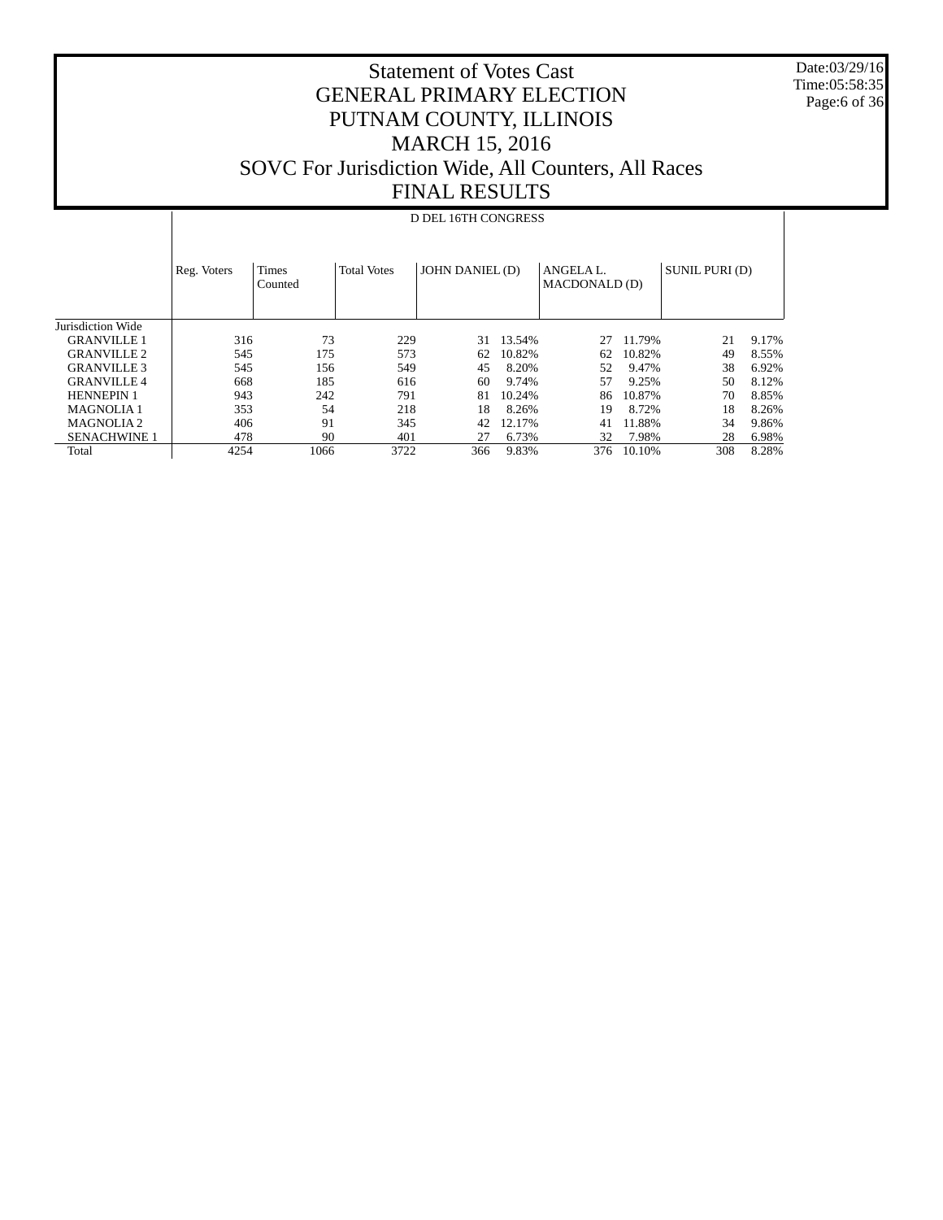# Statement of Votes Cast
# GENERAL PRIMARY ELECTION
# PUTNAM COUNTY, ILLINOIS
# MARCH 15, 2016
# SOVC For Jurisdiction Wide, All Counters, All Races
# FINAL RESULTS

Date:03/29/16
Time:05:58:35

D DEL 16TH CONGRESS

| | Reg. Voters | Times Counted | Total Votes | JOHN DANIEL (D) | | ANGELA L. MACDONALD (D) | | SUNIL PURI (D) | |
|---|---|---|---|---|---|---|---|---|---|
| Jurisdiction Wide | | | | | | | | | |
| GRANVILLE 1 | 316 | 73 | 229 | 31 | 13.54% | 27 | 11.79% | 21 | 9.17% |
| GRANVILLE 2 | 545 | 175 | 573 | 62 | 10.82% | 62 | 10.82% | 49 | 8.55% |
| GRANVILLE 3 | 545 | 156 | 549 | 45 | 8.20% | 52 | 9.47% | 38 | 6.92% |
| GRANVILLE 4 | 668 | 185 | 616 | 60 | 9.74% | 57 | 9.25% | 50 | 8.12% |
| HENNEPIN 1 | 943 | 242 | 791 | 81 | 10.24% | 86 | 10.87% | 70 | 8.85% |
| MAGNOLIA 1 | 353 | 54 | 218 | 18 | 8.26% | 19 | 8.72% | 18 | 8.26% |
| MAGNOLIA 2 | 406 | 91 | 345 | 42 | 12.17% | 41 | 11.88% | 34 | 9.86% |
| SENACHWINE 1 | 478 | 90 | 401 | 27 | 6.73% | 32 | 7.98% | 28 | 6.98% |
| Total | 4254 | 1066 | 3722 | 366 | 9.83% | 376 | 10.10% | 308 | 8.28% |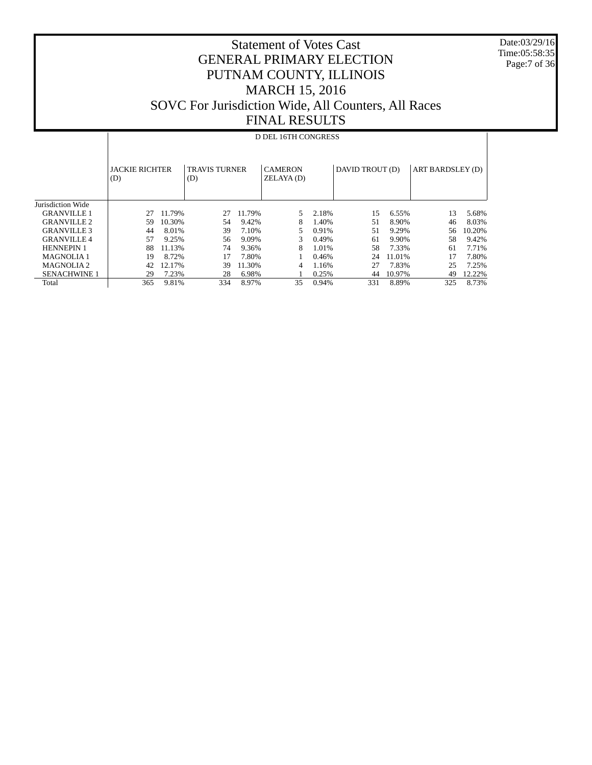# Statement of Votes Cast
# GENERAL PRIMARY ELECTION
# PUTNAM COUNTY, ILLINOIS
# MARCH 15, 2016
# SOVC For Jurisdiction Wide, All Counters, All Races
# FINAL RESULTS

Date:03/29/16
Time:05:58:35

| | D DEL 16TH CONGRESS | | | | | | | | | |
|---|---|---|---|---|---|---|---|---|---|---|
| | JACKIE RICHTER (D) | | TRAVIS TURNER (D) | | CAMERON ZELAYA (D) | | DAVID TROUT (D) | | ART BARDSLEY (D) | |
| Jurisdiction Wide | | | | | | | | | | |
| GRANVILLE 1 | 27 | 11.79% | 27 | 11.79% | 5 | 2.18% | 15 | 6.55% | 13 | 5.68% |
| GRANVILLE 2 | 59 | 10.30% | 54 | 9.42% | 8 | 1.40% | 51 | 8.90% | 46 | 8.03% |
| GRANVILLE 3 | 44 | 8.01% | 39 | 7.10% | 5 | 0.91% | 51 | 9.29% | 56 | 10.20% |
| GRANVILLE 4 | 57 | 9.25% | 56 | 9.09% | 3 | 0.49% | 61 | 9.90% | 58 | 9.42% |
| HENNEPIN 1 | 88 | 11.13% | 74 | 9.36% | 8 | 1.01% | 58 | 7.33% | 61 | 7.71% |
| MAGNOLIA 1 | 19 | 8.72% | 17 | 7.80% | 1 | 0.46% | 24 | 11.01% | 17 | 7.80% |
| MAGNOLIA 2 | 42 | 12.17% | 39 | 11.30% | 4 | 1.16% | 27 | 7.83% | 25 | 7.25% |
| SENACHWINE 1 | 29 | 7.23% | 28 | 6.98% | 1 | 0.25% | 44 | 10.97% | 49 | 12.22% |
| Total | 365 | 9.81% | 334 | 8.97% | 35 | 0.94% | 331 | 8.89% | 325 | 8.73% |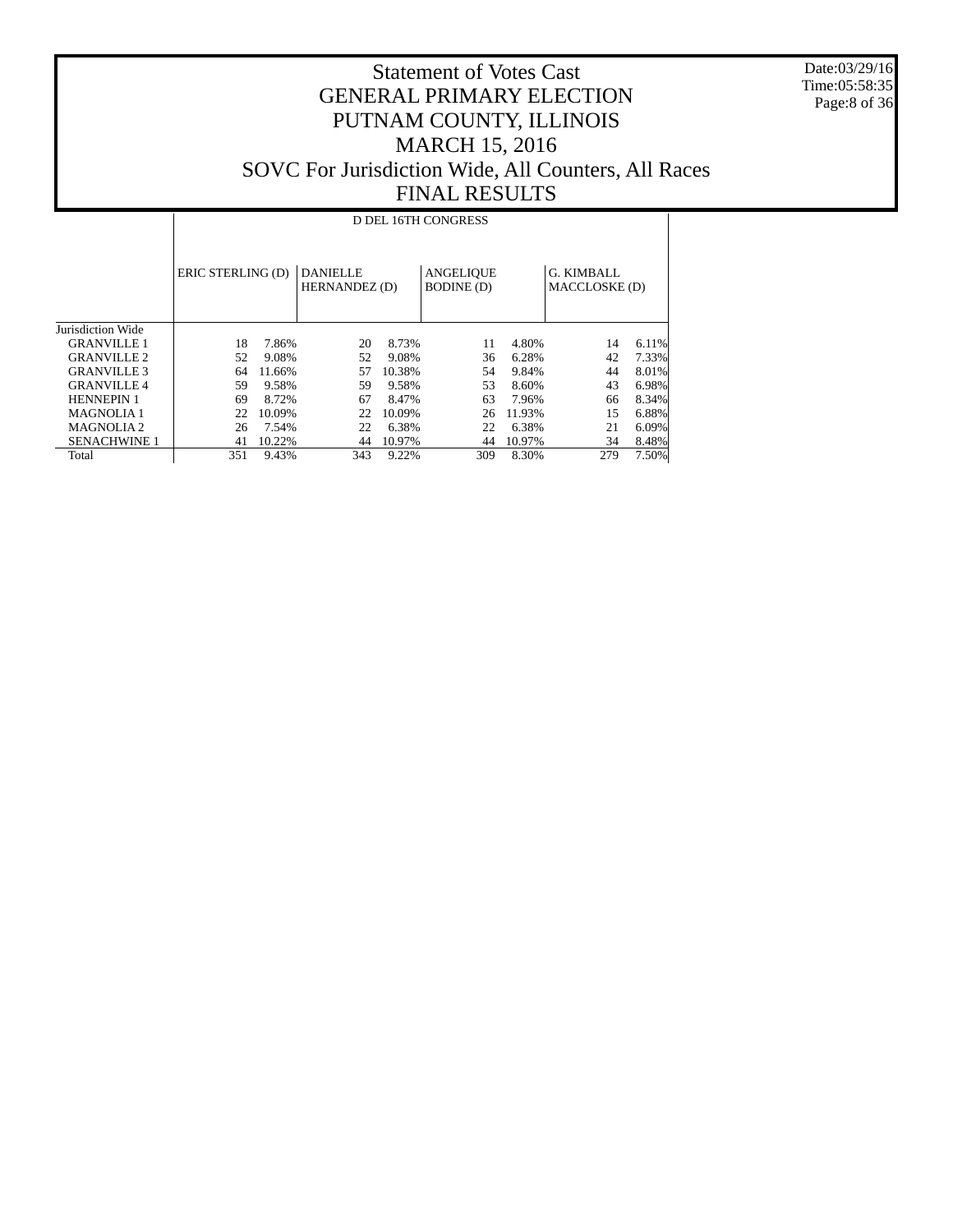# Statement of Votes Cast
# GENERAL PRIMARY ELECTION
# PUTNAM COUNTY, ILLINOIS
# MARCH 15, 2016
# SOVC For Jurisdiction Wide, All Counters, All Races
# FINAL RESULTS

Date:03/29/16
Time:05:58:35

| | D DEL 16TH CONGRESS | | | | | | | |
|---|---|---|---|---|---|---|---|---|
| | ERIC STERLING (D) | | DANIELLE HERNANDEZ (D) | | ANGELIQUE BODINE (D) | | G. KIMBALL MACCLOSKE (D) | |
| Jurisdiction Wide | | | | | | | | |
| GRANVILLE 1 | 18 | 7.86% | 20 | 8.73% | 11 | 4.80% | 14 | 6.11% |
| GRANVILLE 2 | 52 | 9.08% | 52 | 9.08% | 36 | 6.28% | 42 | 7.33% |
| GRANVILLE 3 | 64 | 11.66% | 57 | 10.38% | 54 | 9.84% | 44 | 8.01% |
| GRANVILLE 4 | 59 | 9.58% | 59 | 9.58% | 53 | 8.60% | 43 | 6.98% |
| HENNEPIN 1 | 69 | 8.72% | 67 | 8.47% | 63 | 7.96% | 66 | 8.34% |
| MAGNOLIA 1 | 22 | 10.09% | 22 | 10.09% | 26 | 11.93% | 15 | 6.88% |
| MAGNOLIA 2 | 26 | 7.54% | 22 | 6.38% | 22 | 6.38% | 21 | 6.09% |
| SENACHWINE 1 | 41 | 10.22% | 44 | 10.97% | 44 | 10.97% | 34 | 8.48% |
| Total | 351 | 9.43% | 343 | 9.22% | 309 | 8.30% | 279 | 7.50% |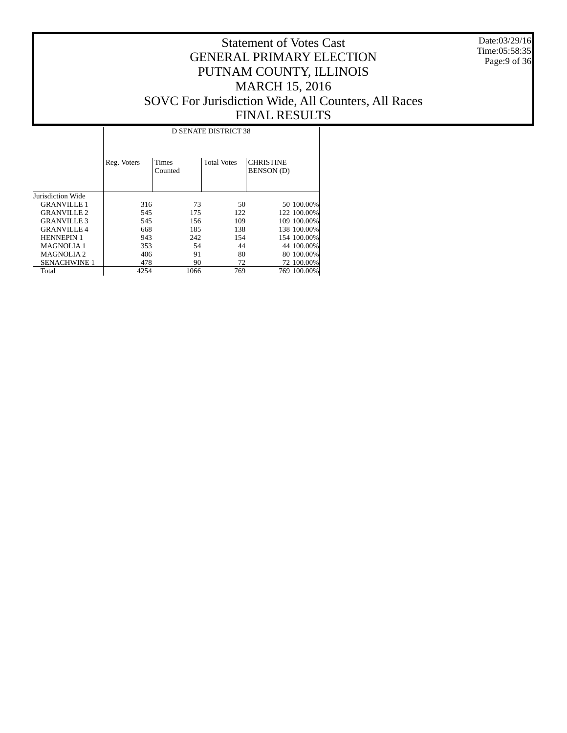# Statement of Votes Cast
# GENERAL PRIMARY ELECTION
# PUTNAM COUNTY, ILLINOIS
# MARCH 15, 2016
# SOVC For Jurisdiction Wide, All Counters, All Races
# FINAL RESULTS

Date:03/29/16
Time:05:58:35

| | D SENATE DISTRICT 38 | | | | |
|---|---|---|---|---|---|
| | Reg. Voters | Times Counted | Total Votes | CHRISTINE BENSON (D) | |
| Jurisdiction Wide | | | | | |
| GRANVILLE 1 | 316 | 73 | 50 | 50 | 100.00% |
| GRANVILLE 2 | 545 | 175 | 122 | 122 | 100.00% |
| GRANVILLE 3 | 545 | 156 | 109 | 109 | 100.00% |
| GRANVILLE 4 | 668 | 185 | 138 | 138 | 100.00% |
| HENNEPIN 1 | 943 | 242 | 154 | 154 | 100.00% |
| MAGNOLIA 1 | 353 | 54 | 44 | 44 | 100.00% |
| MAGNOLIA 2 | 406 | 91 | 80 | 80 | 100.00% |
| SENACHWINE 1 | 478 | 90 | 72 | 72 | 100.00% |
| Total | 4254 | 1066 | 769 | 769 | 100.00% |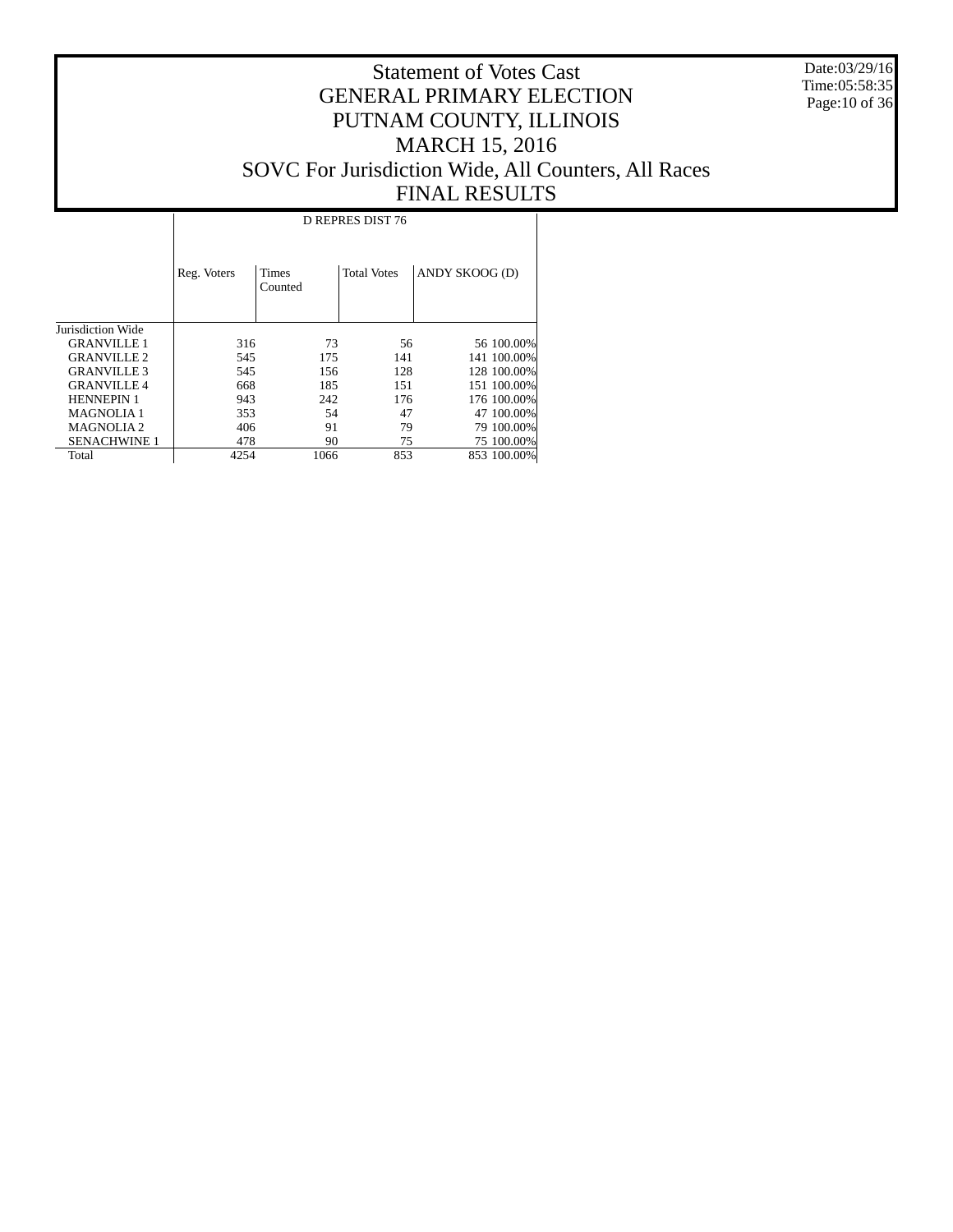# Statement of Votes Cast
# GENERAL PRIMARY ELECTION
# PUTNAM COUNTY, ILLINOIS
# MARCH 15, 2016
# SOVC For Jurisdiction Wide, All Counters, All Races
# FINAL RESULTS

Date:03/29/16
Time:05:58:35

| | D REPRES DIST 76 | | | | |
|---|---|---|---|---|---|
| | Reg. Voters | Times Counted | Total Votes | ANDY SKOOG (D) | |
| Jurisdiction Wide | | | | | |
| GRANVILLE 1 | 316 | 73 | 56 | 56 | 100.00% |
| GRANVILLE 2 | 545 | 175 | 141 | 141 | 100.00% |
| GRANVILLE 3 | 545 | 156 | 128 | 128 | 100.00% |
| GRANVILLE 4 | 668 | 185 | 151 | 151 | 100.00% |
| HENNEPIN 1 | 943 | 242 | 176 | 176 | 100.00% |
| MAGNOLIA 1 | 353 | 54 | 47 | 47 | 100.00% |
| MAGNOLIA 2 | 406 | 91 | 79 | 79 | 100.00% |
| SENACHWINE 1 | 478 | 90 | 75 | 75 | 100.00% |
| Total | 4254 | 1066 | 853 | 853 | 100.00% |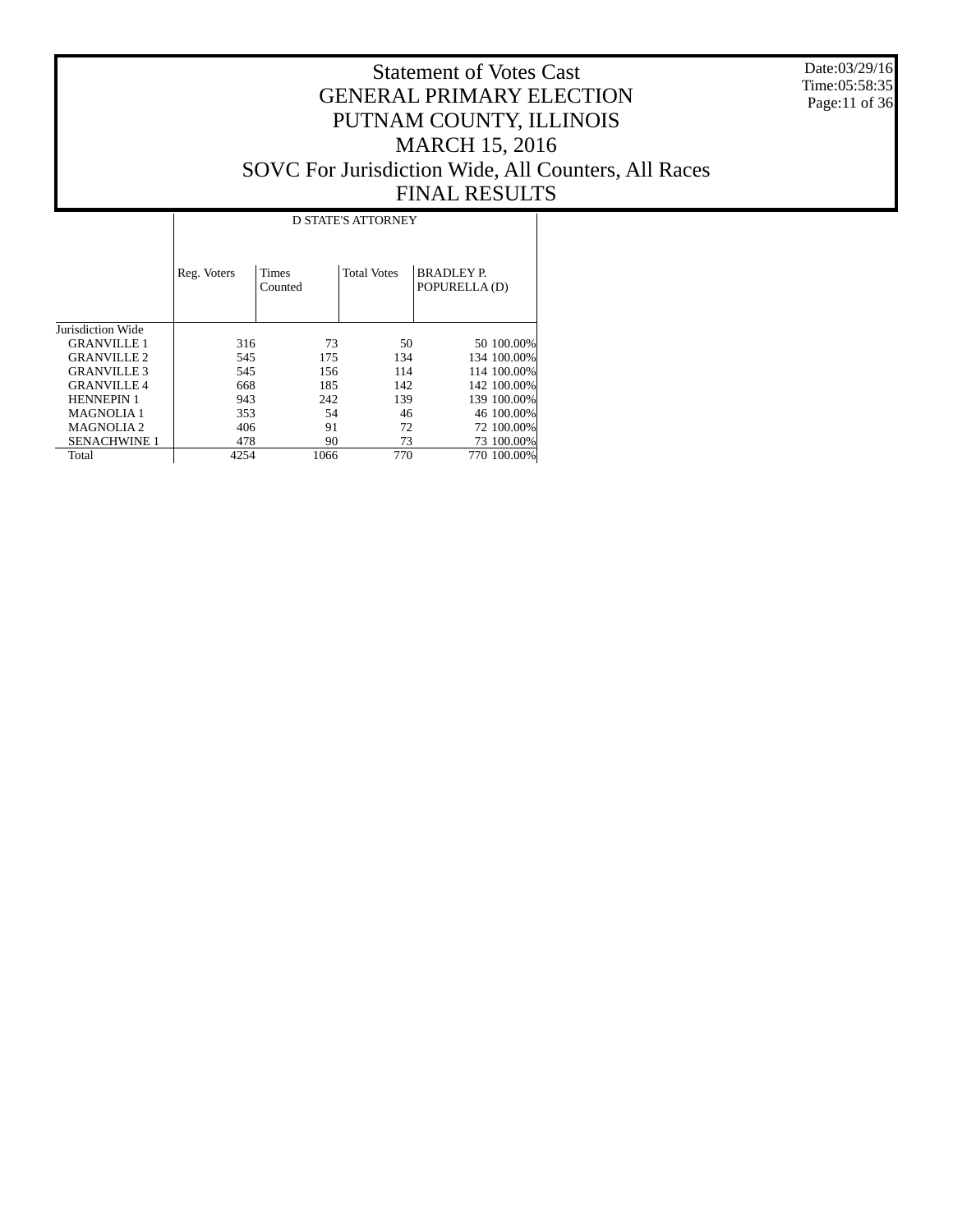# Statement of Votes Cast
# GENERAL PRIMARY ELECTION
# PUTNAM COUNTY, ILLINOIS
# MARCH 15, 2016
# SOVC For Jurisdiction Wide, All Counters, All Races
# FINAL RESULTS

Date:03/29/16
Time:05:58:35

| | D STATE'S ATTORNEY | | | | |
|---|---|---|---|---|---|
| | Reg. Voters | Times Counted | Total Votes | BRADLEY P. POPURELLA (D) | |
| Jurisdiction Wide | | | | | |
| GRANVILLE 1 | 316 | 73 | 50 | 50 | 100.00% |
| GRANVILLE 2 | 545 | 175 | 134 | 134 | 100.00% |
| GRANVILLE 3 | 545 | 156 | 114 | 114 | 100.00% |
| GRANVILLE 4 | 668 | 185 | 142 | 142 | 100.00% |
| HENNEPIN 1 | 943 | 242 | 139 | 139 | 100.00% |
| MAGNOLIA 1 | 353 | 54 | 46 | 46 | 100.00% |
| MAGNOLIA 2 | 406 | 91 | 72 | 72 | 100.00% |
| SENACHWINE 1 | 478 | 90 | 73 | 73 | 100.00% |
| Total | 4254 | 1066 | 770 | 770 | 100.00% |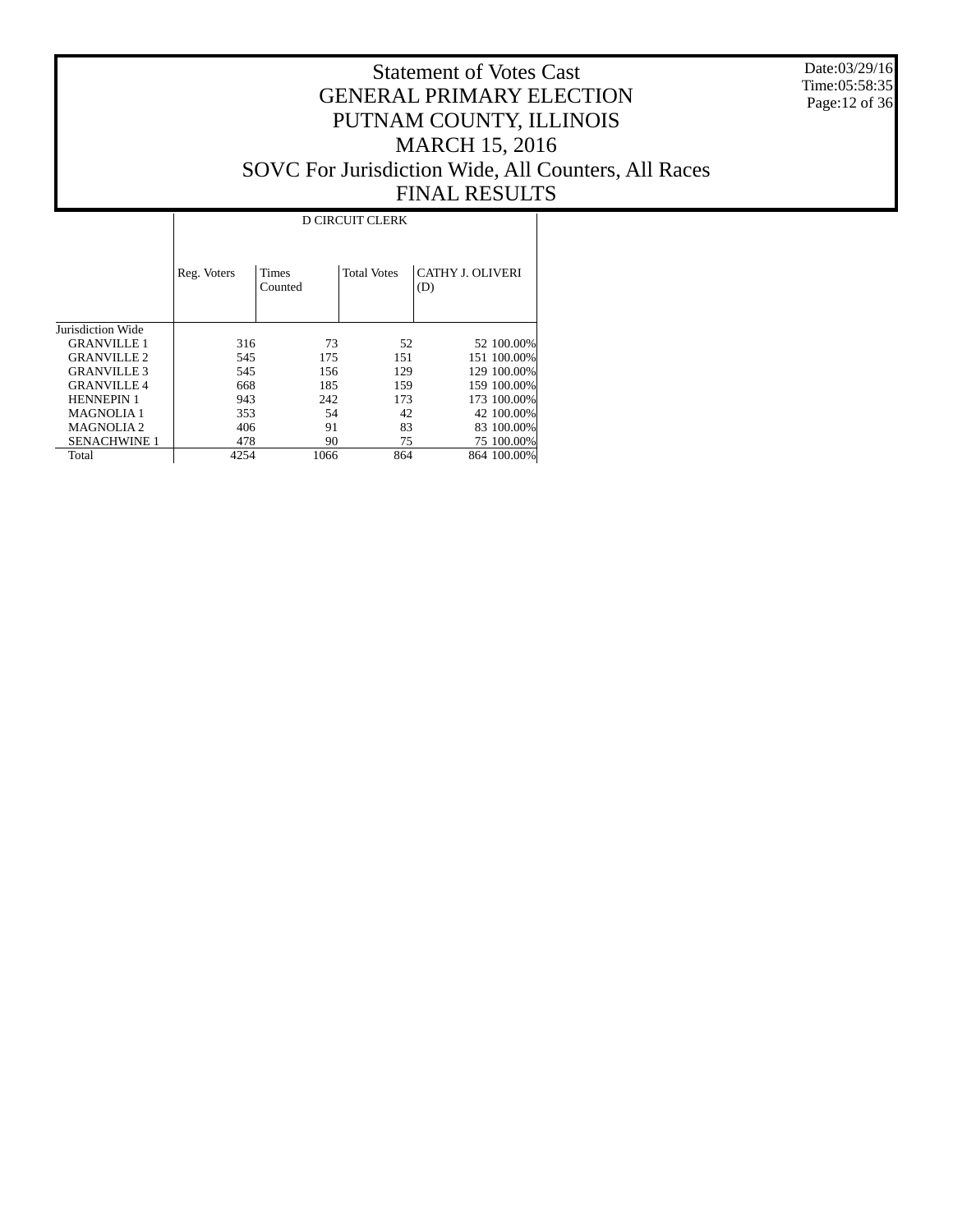# Statement of Votes Cast
## GENERAL PRIMARY ELECTION
## PUTNAM COUNTY, ILLINOIS
## MARCH 15, 2016
## SOVC For Jurisdiction Wide, All Counters, All Races
## FINAL RESULTS

Date:03/29/16
Time:05:58:35

| | D CIRCUIT CLERK | | | | |
|---|---|---|---|---|---|
| | Reg. Voters | Times Counted | Total Votes | CATHY J. OLIVERI (D) | |
| Jurisdiction Wide | | | | | |
| GRANVILLE 1 | 316 | 73 | 52 | 52 | 100.00% |
| GRANVILLE 2 | 545 | 175 | 151 | 151 | 100.00% |
| GRANVILLE 3 | 545 | 156 | 129 | 129 | 100.00% |
| GRANVILLE 4 | 668 | 185 | 159 | 159 | 100.00% |
| HENNEPIN 1 | 943 | 242 | 173 | 173 | 100.00% |
| MAGNOLIA 1 | 353 | 54 | 42 | 42 | 100.00% |
| MAGNOLIA 2 | 406 | 91 | 83 | 83 | 100.00% |
| SENACHWINE 1 | 478 | 90 | 75 | 75 | 100.00% |
| Total | 4254 | 1066 | 864 | 864 | 100.00% |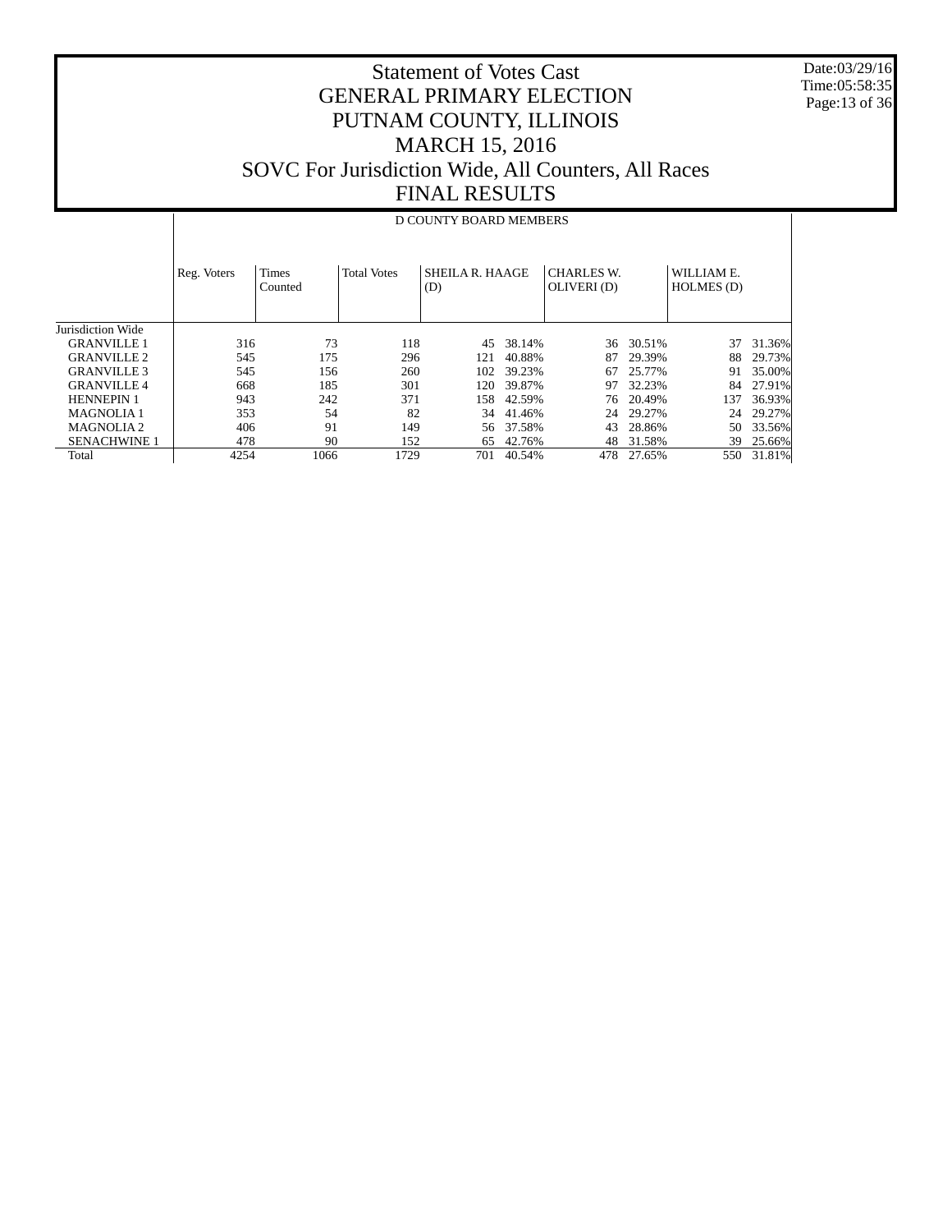# Statement of Votes Cast
## GENERAL PRIMARY ELECTION
## PUTNAM COUNTY, ILLINOIS
## MARCH 15, 2016
## SOVC For Jurisdiction Wide, All Counters, All Races
## FINAL RESULTS

Date:03/29/16
Time:05:58:35

| | D COUNTY BOARD MEMBERS | | | | | | | | |
|---|---|---|---|---|---|---|---|---|---|
| | Reg. Voters | Times Counted | Total Votes | SHEILA R. HAAGE (D) | | CHARLES W. OLIVERI (D) | | WILLIAM E. HOLMES (D) | |
| Jurisdiction Wide | | | | | | | | | |
| GRANVILLE 1 | 316 | 73 | 118 | 45 | 38.14% | 36 | 30.51% | 37 | 31.36% |
| GRANVILLE 2 | 545 | 175 | 296 | 121 | 40.88% | 87 | 29.39% | 88 | 29.73% |
| GRANVILLE 3 | 545 | 156 | 260 | 102 | 39.23% | 67 | 25.77% | 91 | 35.00% |
| GRANVILLE 4 | 668 | 185 | 301 | 120 | 39.87% | 97 | 32.23% | 84 | 27.91% |
| HENNEPIN 1 | 943 | 242 | 371 | 158 | 42.59% | 76 | 20.49% | 137 | 36.93% |
| MAGNOLIA 1 | 353 | 54 | 82 | 34 | 41.46% | 24 | 29.27% | 24 | 29.27% |
| MAGNOLIA 2 | 406 | 91 | 149 | 56 | 37.58% | 43 | 28.86% | 50 | 33.56% |
| SENACHWINE 1 | 478 | 90 | 152 | 65 | 42.76% | 48 | 31.58% | 39 | 25.66% |
| Total | 4254 | 1066 | 1729 | 701 | 40.54% | 478 | 27.65% | 550 | 31.81% |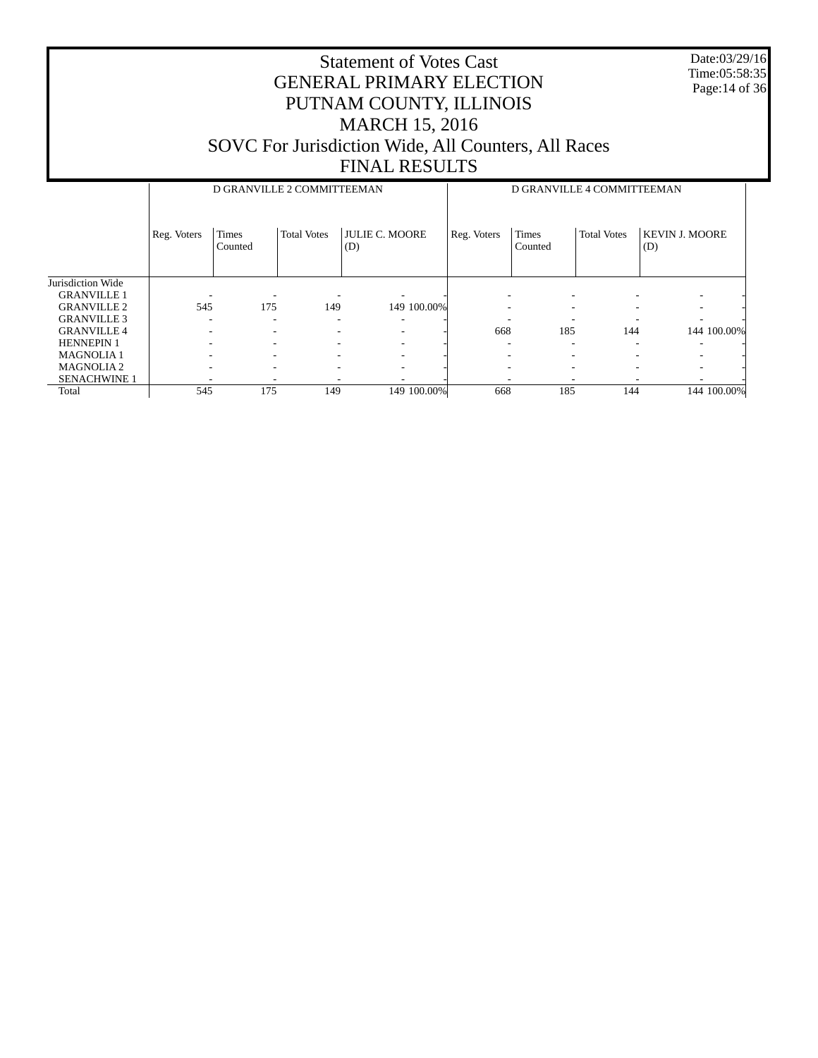# Statement of Votes Cast
## GENERAL PRIMARY ELECTION
## PUTNAM COUNTY, ILLINOIS
## MARCH 15, 2016
## SOVC For Jurisdiction Wide, All Counters, All Races
## FINAL RESULTS

Date:03/29/16
Time:05:58:35

| | D GRANVILLE 2 COMMITTEEMAN | | | | | D GRANVILLE 4 COMMITTEEMAN | | | | |
|---|---|---|---|---|---|---|---|---|---|---|
| | Reg. Voters | Times Counted | Total Votes | JULIE C. MOORE (D) | | Reg. Voters | Times Counted | Total Votes | KEVIN J. MOORE (D) | |
| Jurisdiction Wide | | | | | | | | | | |
| GRANVILLE 1 | - | - | - | - | - | - | - | - | - | - |
| GRANVILLE 2 | 545 | 175 | 149 | 149 | 100.00% | - | - | - | - | - |
| GRANVILLE 3 | - | - | - | - | - | - | - | - | - | - |
| GRANVILLE 4 | - | - | - | - | - | 668 | 185 | 144 | 144 | 100.00% |
| HENNEPIN 1 | - | - | - | - | - | - | - | - | - | - |
| MAGNOLIA 1 | - | - | - | - | - | - | - | - | - | - |
| MAGNOLIA 2 | - | - | - | - | - | - | - | - | - | - |
| SENACHWINE 1 | - | - | - | - | - | - | - | - | - | - |
| Total | 545 | 175 | 149 | 149 | 100.00% | 668 | 185 | 144 | 144 | 100.00% |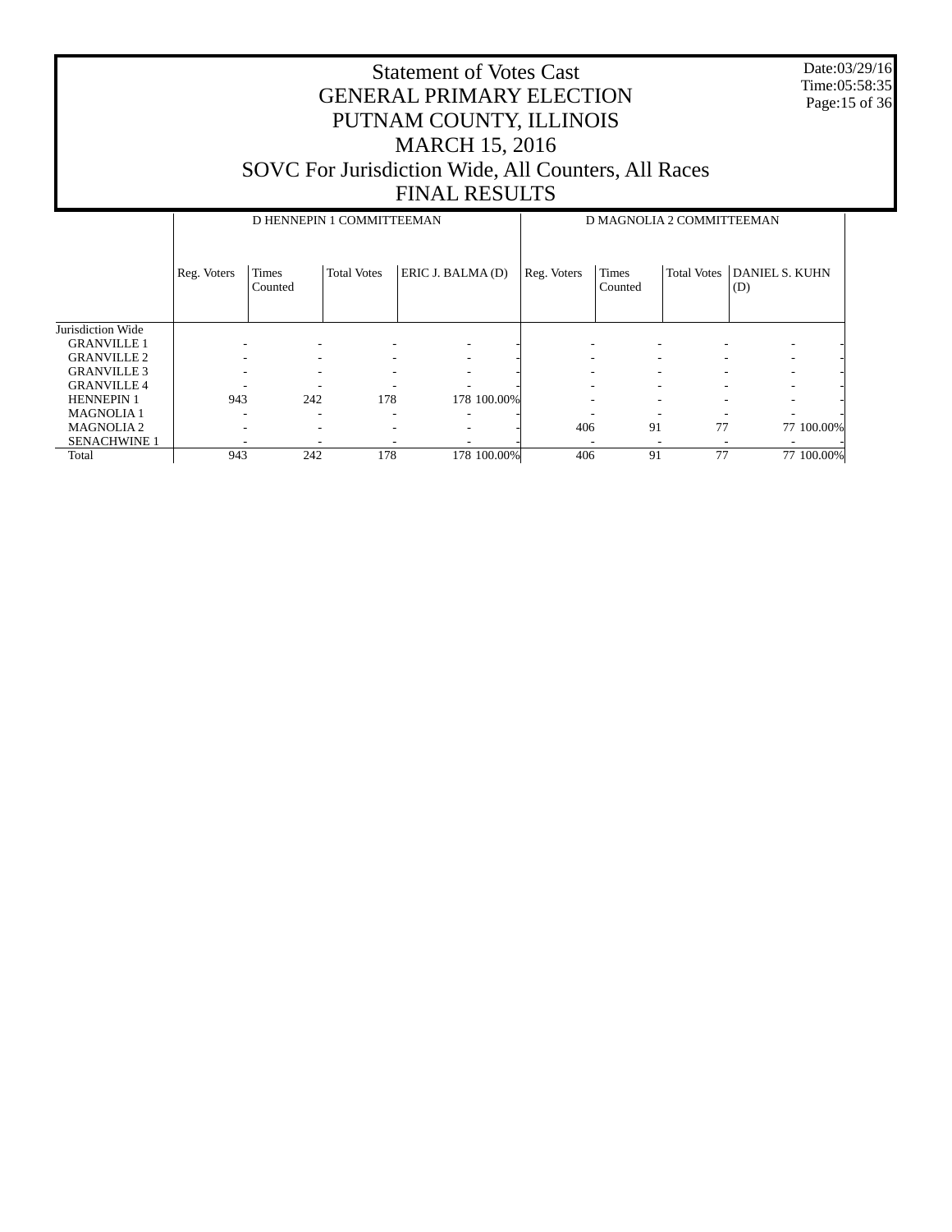# Statement of Votes Cast
# GENERAL PRIMARY ELECTION
# PUTNAM COUNTY, ILLINOIS
# MARCH 15, 2016
# SOVC For Jurisdiction Wide, All Counters, All Races
# FINAL RESULTS

Date:03/29/16
Time:05:58:35

| | D HENNEPIN 1 COMMITTEEMAN | | | | | D MAGNOLIA 2 COMMITTEEMAN | | | | |
|---|---|---|---|---|---|---|---|---|---|---|
| | Reg. Voters | Times Counted | Total Votes | ERIC J. BALMA (D) | | Reg. Voters | Times Counted | Total Votes | DANIEL S. KUHN (D) | |
| Jurisdiction Wide | | | | | | | | | | |
| GRANVILLE 1 | - | - | - | - | - | - | - | - | - | - |
| GRANVILLE 2 | - | - | - | - | - | - | - | - | - | - |
| GRANVILLE 3 | - | - | - | - | - | - | - | - | - | - |
| GRANVILLE 4 | - | - | - | - | - | - | - | - | - | - |
| HENNEPIN 1 | 943 | 242 | 178 | 178 | 100.00% | - | - | - | - | - |
| MAGNOLIA 1 | - | - | - | - | - | - | - | - | - | - |
| MAGNOLIA 2 | - | - | - | - | - | 406 | 91 | 77 | 77 | 100.00% |
| SENACHWINE 1 | - | - | - | - | - | - | - | - | - | - |
| Total | 943 | 242 | 178 | 178 | 100.00% | 406 | 91 | 77 | 77 | 100.00% |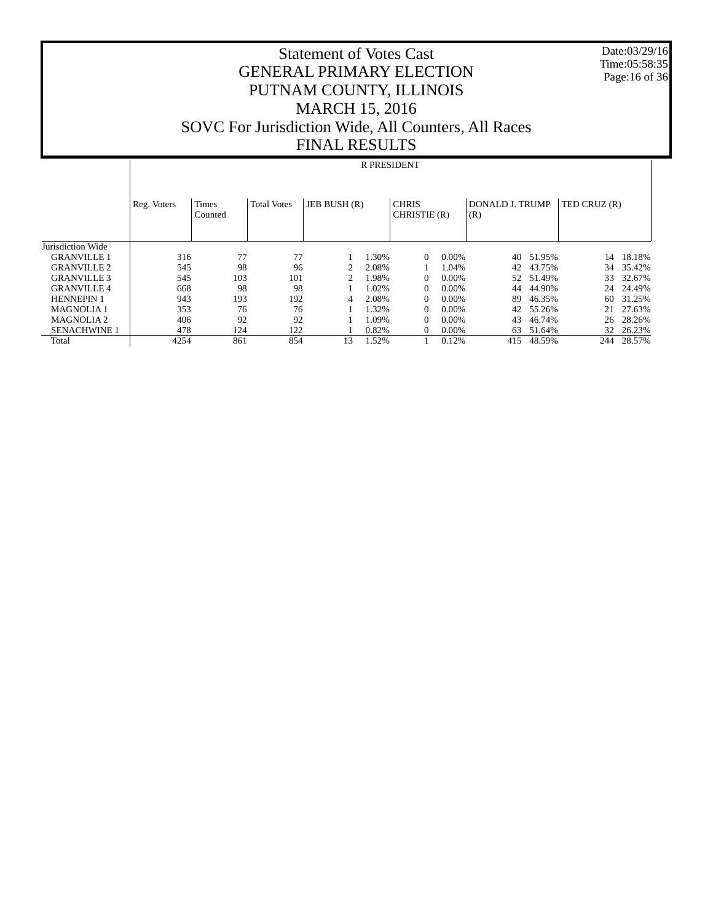# Statement of Votes Cast
# GENERAL PRIMARY ELECTION
# PUTNAM COUNTY, ILLINOIS
# MARCH 15, 2016
# SOVC For Jurisdiction Wide, All Counters, All Races
# FINAL RESULTS

Date:03/29/16
Time:05:58:35

R PRESIDENT

| | Reg. Voters | Times Counted | Total Votes | JEB BUSH (R) | | CHRIS CHRISTIE (R) | | DONALD J. TRUMP (R) | | TED CRUZ (R) | |
|---|---|---|---|---|---|---|---|---|---|---|---|
| Jurisdiction Wide | | | | | | | | | | | |
| GRANVILLE 1 | 316 | 77 | 77 | 1 | 1.30% | 0 | 0.00% | 40 | 51.95% | 14 | 18.18% |
| GRANVILLE 2 | 545 | 98 | 96 | 2 | 2.08% | 1 | 1.04% | 42 | 43.75% | 34 | 35.42% |
| GRANVILLE 3 | 545 | 103 | 101 | 2 | 1.98% | 0 | 0.00% | 52 | 51.49% | 33 | 32.67% |
| GRANVILLE 4 | 668 | 98 | 98 | 1 | 1.02% | 0 | 0.00% | 44 | 44.90% | 24 | 24.49% |
| HENNEPIN 1 | 943 | 193 | 192 | 4 | 2.08% | 0 | 0.00% | 89 | 46.35% | 60 | 31.25% |
| MAGNOLIA 1 | 353 | 76 | 76 | 1 | 1.32% | 0 | 0.00% | 42 | 55.26% | 21 | 27.63% |
| MAGNOLIA 2 | 406 | 92 | 92 | 1 | 1.09% | 0 | 0.00% | 43 | 46.74% | 26 | 28.26% |
| SENACHWINE 1 | 478 | 124 | 122 | 1 | 0.82% | 0 | 0.00% | 63 | 51.64% | 32 | 26.23% |
| Total | 4254 | 861 | 854 | 13 | 1.52% | 1 | 0.12% | 415 | 48.59% | 244 | 28.57% |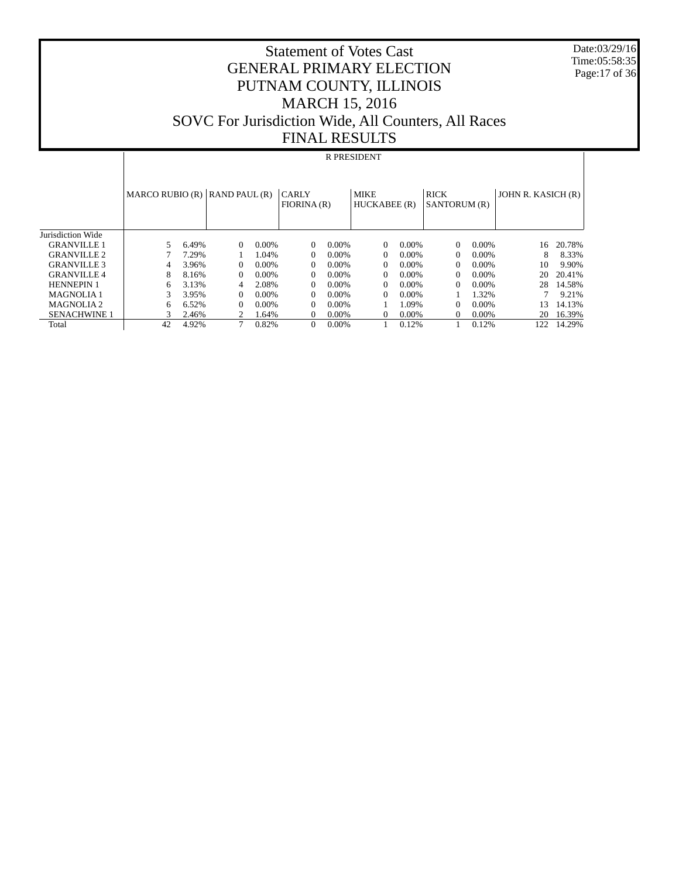# Statement of Votes Cast
# GENERAL PRIMARY ELECTION
# PUTNAM COUNTY, ILLINOIS
# MARCH 15, 2016
# SOVC For Jurisdiction Wide, All Counters, All Races
# FINAL RESULTS

Date:03/29/16
Time:05:58:35

| | R PRESIDENT | | | | | | | | | | | |
|---|---|---|---|---|---|---|---|---|---|---|---|---|
| | MARCO RUBIO (R) | | RAND PAUL (R) | | CARLY FIORINA (R) | | MIKE HUCKABEE (R) | | RICK SANTORUM (R) | | JOHN R. KASICH (R) | |
| Jurisdiction Wide | | | | | | | | | | | | |
| GRANVILLE 1 | 5 | 6.49% | 0 | 0.00% | 0 | 0.00% | 0 | 0.00% | 0 | 0.00% | 16 | 20.78% |
| GRANVILLE 2 | 7 | 7.29% | 1 | 1.04% | 0 | 0.00% | 0 | 0.00% | 0 | 0.00% | 8 | 8.33% |
| GRANVILLE 3 | 4 | 3.96% | 0 | 0.00% | 0 | 0.00% | 0 | 0.00% | 0 | 0.00% | 10 | 9.90% |
| GRANVILLE 4 | 8 | 8.16% | 0 | 0.00% | 0 | 0.00% | 0 | 0.00% | 0 | 0.00% | 20 | 20.41% |
| HENNEPIN 1 | 6 | 3.13% | 4 | 2.08% | 0 | 0.00% | 0 | 0.00% | 0 | 0.00% | 28 | 14.58% |
| MAGNOLIA 1 | 3 | 3.95% | 0 | 0.00% | 0 | 0.00% | 0 | 0.00% | 1 | 1.32% | 7 | 9.21% |
| MAGNOLIA 2 | 6 | 6.52% | 0 | 0.00% | 0 | 0.00% | 1 | 1.09% | 0 | 0.00% | 13 | 14.13% |
| SENACHWINE 1 | 3 | 2.46% | 2 | 1.64% | 0 | 0.00% | 0 | 0.00% | 0 | 0.00% | 20 | 16.39% |
| Total | 42 | 4.92% | 7 | 0.82% | 0 | 0.00% | 1 | 0.12% | 1 | 0.12% | 122 | 14.29% |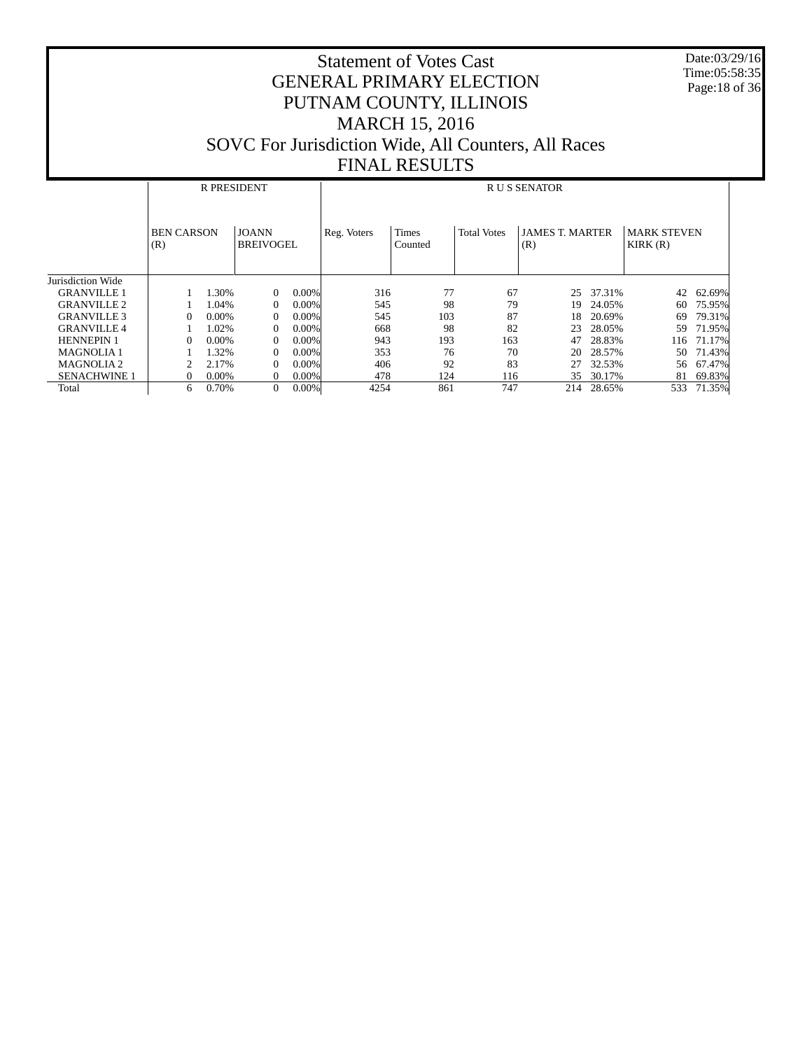# Statement of Votes Cast
# GENERAL PRIMARY ELECTION
# PUTNAM COUNTY, ILLINOIS
# MARCH 15, 2016
# SOVC For Jurisdiction Wide, All Counters, All Races
# FINAL RESULTS

Date:03/29/16
Time:05:58:35

| | R PRESIDENT | | | | R U S SENATOR | | | | | | | |
|---|---|---|---|---|---|---|---|---|---|---|---|---|
| | BEN CARSON (R) | | JOANN BREIVOGEL | | Reg. Voters | Times Counted | Total Votes | JAMES T. MARTER (R) | | MARK STEVEN KIRK (R) | | |
| Jurisdiction Wide | | | | | | | | | | | | |
| GRANVILLE 1 | 1 | 1.30% | 0 | 0.00% | 316 | 77 | 67 | 25 | 37.31% | 42 | 62.69% | |
| GRANVILLE 2 | 1 | 1.04% | 0 | 0.00% | 545 | 98 | 79 | 19 | 24.05% | 60 | 75.95% | |
| GRANVILLE 3 | 0 | 0.00% | 0 | 0.00% | 545 | 103 | 87 | 18 | 20.69% | 69 | 79.31% | |
| GRANVILLE 4 | 1 | 1.02% | 0 | 0.00% | 668 | 98 | 82 | 23 | 28.05% | 59 | 71.95% | |
| HENNEPIN 1 | 0 | 0.00% | 0 | 0.00% | 943 | 193 | 163 | 47 | 28.83% | 116 | 71.17% | |
| MAGNOLIA 1 | 1 | 1.32% | 0 | 0.00% | 353 | 76 | 70 | 20 | 28.57% | 50 | 71.43% | |
| MAGNOLIA 2 | 2 | 2.17% | 0 | 0.00% | 406 | 92 | 83 | 27 | 32.53% | 56 | 67.47% | |
| SENACHWINE 1 | 0 | 0.00% | 0 | 0.00% | 478 | 124 | 116 | 35 | 30.17% | 81 | 69.83% | |
| Total | 6 | 0.70% | 0 | 0.00% | 4254 | 861 | 747 | 214 | 28.65% | 533 | 71.35% | |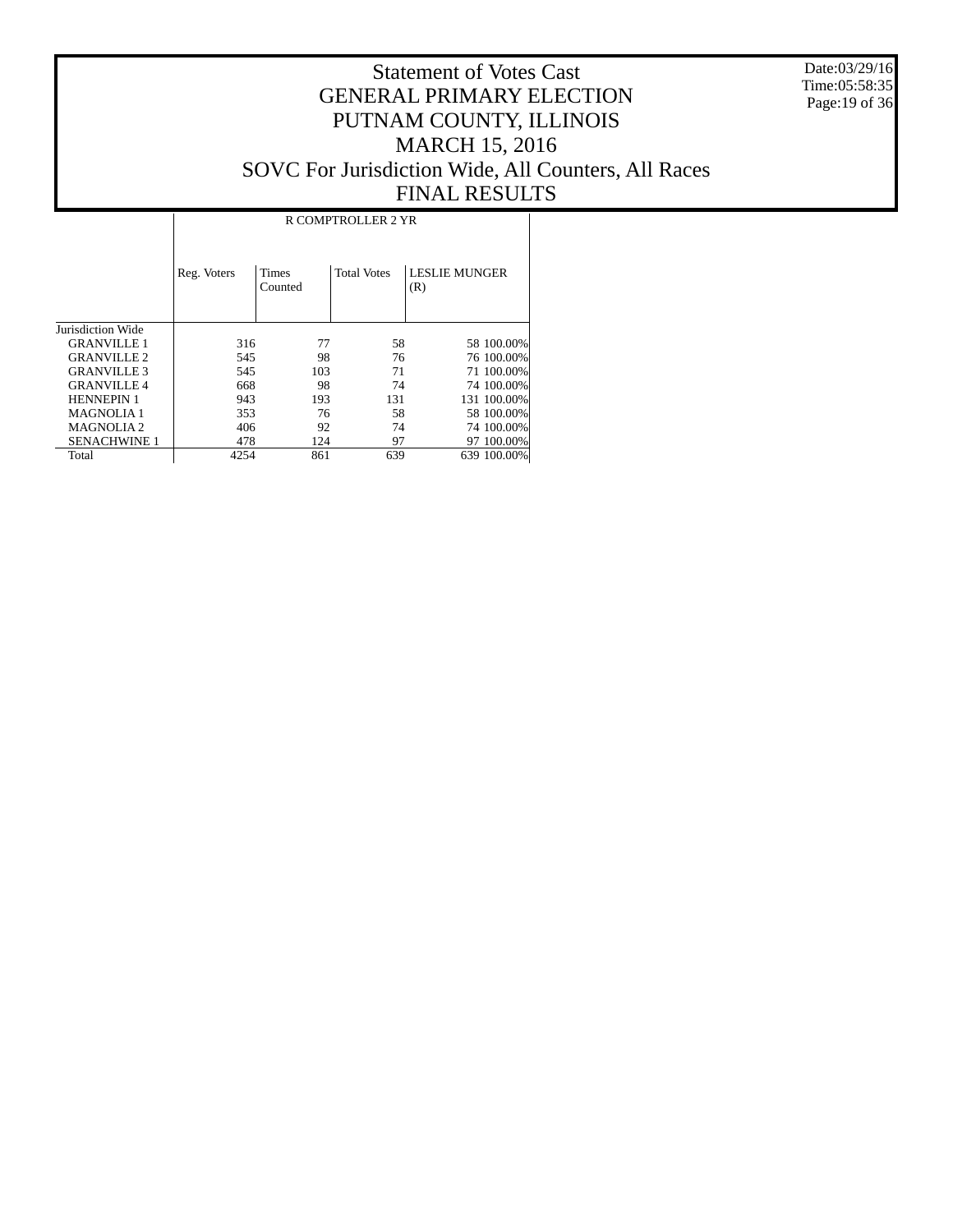# Statement of Votes Cast
# GENERAL PRIMARY ELECTION
# PUTNAM COUNTY, ILLINOIS
# MARCH 15, 2016
# SOVC For Jurisdiction Wide, All Counters, All Races
# FINAL RESULTS

Date:03/29/16
Time:05:58:35

| | R COMPTROLLER 2 YR | | | | |
|---|---|---|---|---|---|
| | Reg. Voters | Times Counted | Total Votes | LESLIE MUNGER (R) | |
| Jurisdiction Wide | | | | | |
| GRANVILLE 1 | 316 | 77 | 58 | 58 | 100.00% |
| GRANVILLE 2 | 545 | 98 | 76 | 76 | 100.00% |
| GRANVILLE 3 | 545 | 103 | 71 | 71 | 100.00% |
| GRANVILLE 4 | 668 | 98 | 74 | 74 | 100.00% |
| HENNEPIN 1 | 943 | 193 | 131 | 131 | 100.00% |
| MAGNOLIA 1 | 353 | 76 | 58 | 58 | 100.00% |
| MAGNOLIA 2 | 406 | 92 | 74 | 74 | 100.00% |
| SENACHWINE 1 | 478 | 124 | 97 | 97 | 100.00% |
| Total | 4254 | 861 | 639 | 639 | 100.00% |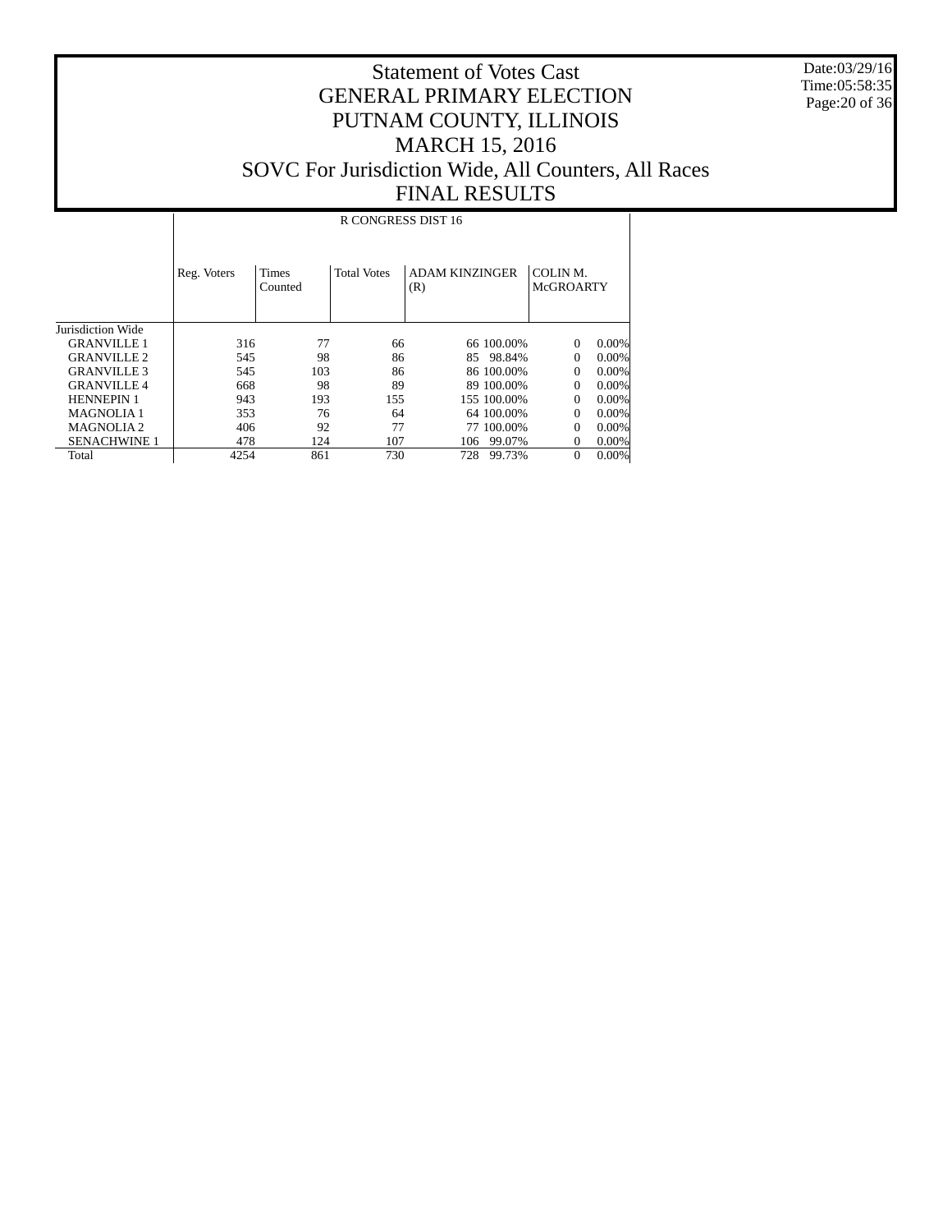# Statement of Votes Cast
# GENERAL PRIMARY ELECTION
# PUTNAM COUNTY, ILLINOIS
# MARCH 15, 2016
# SOVC For Jurisdiction Wide, All Counters, All Races
# FINAL RESULTS

Date:03/29/16
Time:05:58:35

| | R CONGRESS DIST 16 | | | | | | |
|---|---|---|---|---|---|---|---|
| | Reg. Voters | Times Counted | Total Votes | ADAM KINZINGER (R) | | COLIN M. McGROARTY | |
| Jurisdiction Wide | | | | | | | |
| GRANVILLE 1 | 316 | 77 | 66 | 66 | 100.00% | 0 | 0.00% |
| GRANVILLE 2 | 545 | 98 | 86 | 85 | 98.84% | 0 | 0.00% |
| GRANVILLE 3 | 545 | 103 | 86 | 86 | 100.00% | 0 | 0.00% |
| GRANVILLE 4 | 668 | 98 | 89 | 89 | 100.00% | 0 | 0.00% |
| HENNEPIN 1 | 943 | 193 | 155 | 155 | 100.00% | 0 | 0.00% |
| MAGNOLIA 1 | 353 | 76 | 64 | 64 | 100.00% | 0 | 0.00% |
| MAGNOLIA 2 | 406 | 92 | 77 | 77 | 100.00% | 0 | 0.00% |
| SENACHWINE 1 | 478 | 124 | 107 | 106 | 99.07% | 0 | 0.00% |
| Total | 4254 | 861 | 730 | 728 | 99.73% | 0 | 0.00% |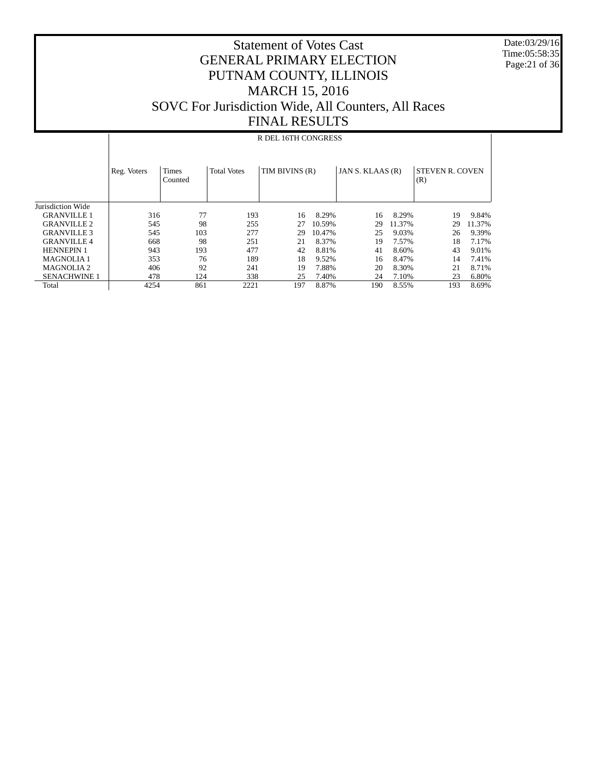# Statement of Votes Cast
# GENERAL PRIMARY ELECTION
# PUTNAM COUNTY, ILLINOIS
# MARCH 15, 2016
# SOVC For Jurisdiction Wide, All Counters, All Races
# FINAL RESULTS

Date:03/29/16
Time:05:58:35

R DEL 16TH CONGRESS

| | Reg. Voters | Times Counted | Total Votes | TIM BIVINS (R) | | JAN S. KLAAS (R) | | STEVEN R. COVEN (R) | |
|---|---|---|---|---|---|---|---|---|---|
| Jurisdiction Wide | | | | | | | | | |
| GRANVILLE 1 | 316 | 77 | 193 | 16 | 8.29% | 16 | 8.29% | 19 | 9.84% |
| GRANVILLE 2 | 545 | 98 | 255 | 27 | 10.59% | 29 | 11.37% | 29 | 11.37% |
| GRANVILLE 3 | 545 | 103 | 277 | 29 | 10.47% | 25 | 9.03% | 26 | 9.39% |
| GRANVILLE 4 | 668 | 98 | 251 | 21 | 8.37% | 19 | 7.57% | 18 | 7.17% |
| HENNEPIN 1 | 943 | 193 | 477 | 42 | 8.81% | 41 | 8.60% | 43 | 9.01% |
| MAGNOLIA 1 | 353 | 76 | 189 | 18 | 9.52% | 16 | 8.47% | 14 | 7.41% |
| MAGNOLIA 2 | 406 | 92 | 241 | 19 | 7.88% | 20 | 8.30% | 21 | 8.71% |
| SENACHWINE 1 | 478 | 124 | 338 | 25 | 7.40% | 24 | 7.10% | 23 | 6.80% |
| Total | 4254 | 861 | 2221 | 197 | 8.87% | 190 | 8.55% | 193 | 8.69% |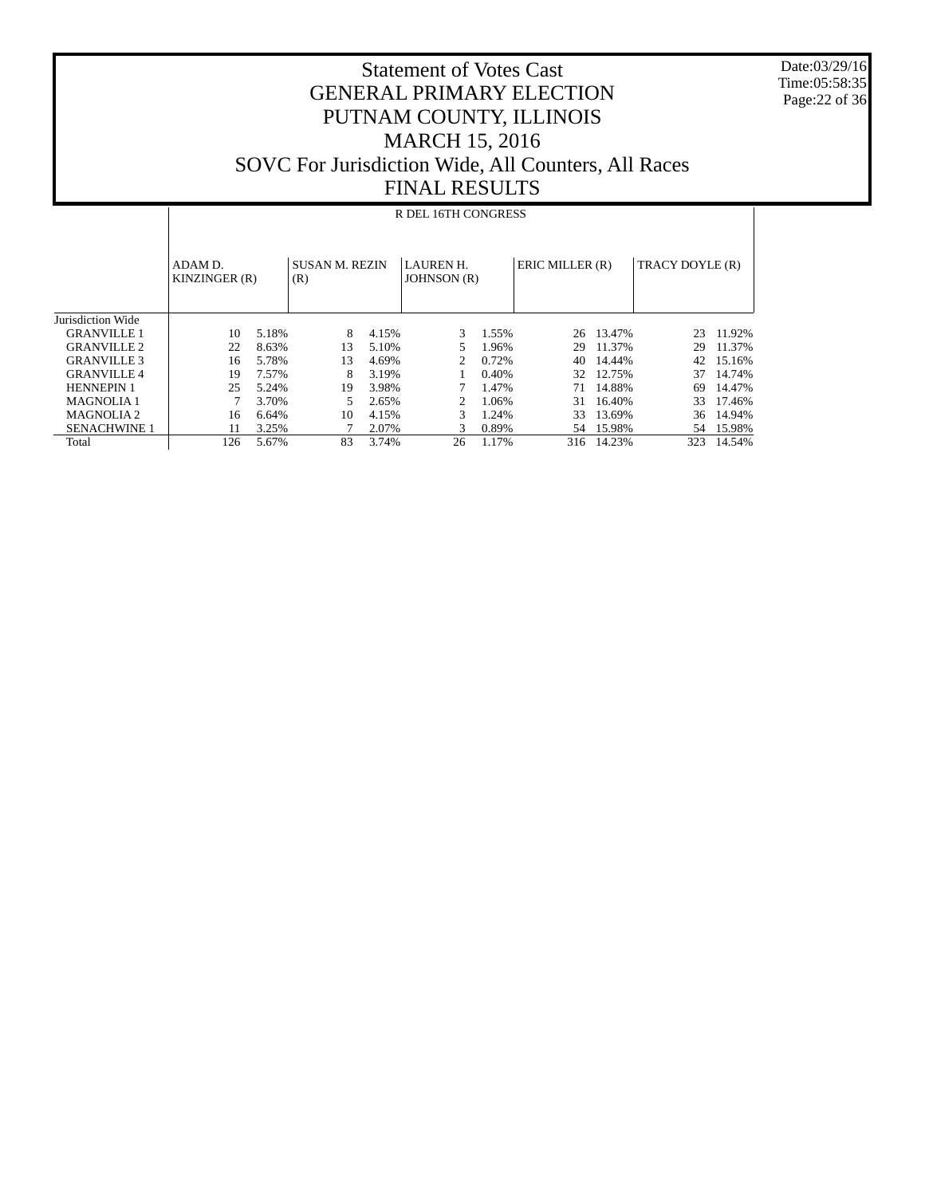# Statement of Votes Cast
## GENERAL PRIMARY ELECTION
## PUTNAM COUNTY, ILLINOIS
## MARCH 15, 2016
## SOVC For Jurisdiction Wide, All Counters, All Races
## FINAL RESULTS

Date:03/29/16
Time:05:58:35

| | R DEL 16TH CONGRESS | | | | | | | | | |
|---|---|---|---|---|---|---|---|---|---|---|
| | ADAM D. KINZINGER (R) | | SUSAN M. REZIN (R) | | LAUREN H. JOHNSON (R) | | ERIC MILLER (R) | | TRACY DOYLE (R) | |
| Jurisdiction Wide | | | | | | | | | | |
| GRANVILLE 1 | 10 | 5.18% | 8 | 4.15% | 3 | 1.55% | 26 | 13.47% | 23 | 11.92% |
| GRANVILLE 2 | 22 | 8.63% | 13 | 5.10% | 5 | 1.96% | 29 | 11.37% | 29 | 11.37% |
| GRANVILLE 3 | 16 | 5.78% | 13 | 4.69% | 2 | 0.72% | 40 | 14.44% | 42 | 15.16% |
| GRANVILLE 4 | 19 | 7.57% | 8 | 3.19% | 1 | 0.40% | 32 | 12.75% | 37 | 14.74% |
| HENNEPIN 1 | 25 | 5.24% | 19 | 3.98% | 7 | 1.47% | 71 | 14.88% | 69 | 14.47% |
| MAGNOLIA 1 | 7 | 3.70% | 5 | 2.65% | 2 | 1.06% | 31 | 16.40% | 33 | 17.46% |
| MAGNOLIA 2 | 16 | 6.64% | 10 | 4.15% | 3 | 1.24% | 33 | 13.69% | 36 | 14.94% |
| SENACHWINE 1 | 11 | 3.25% | 7 | 2.07% | 3 | 0.89% | 54 | 15.98% | 54 | 15.98% |
| Total | 126 | 5.67% | 83 | 3.74% | 26 | 1.17% | 316 | 14.23% | 323 | 14.54% |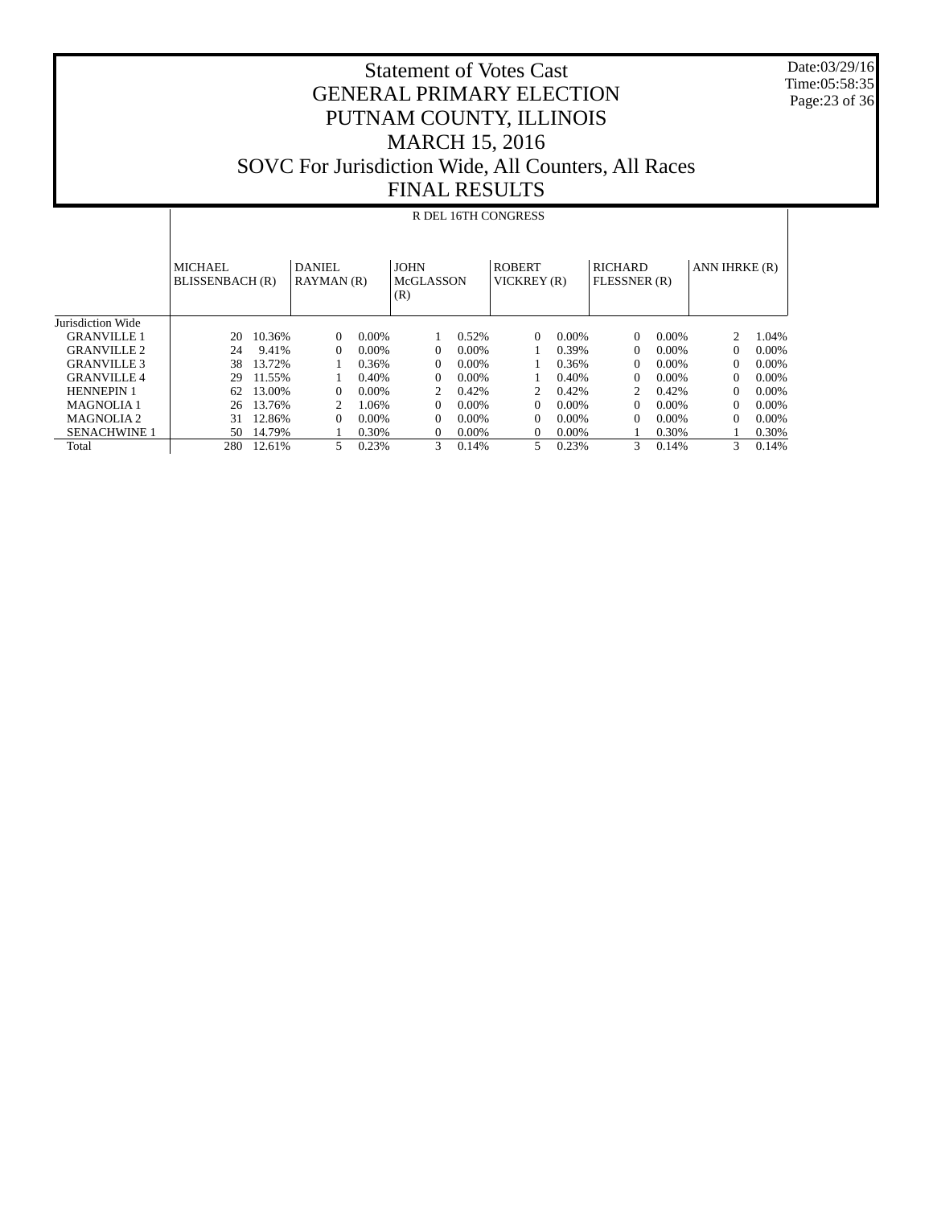# Statement of Votes Cast
# GENERAL PRIMARY ELECTION
# PUTNAM COUNTY, ILLINOIS
# MARCH 15, 2016
# SOVC For Jurisdiction Wide, All Counters, All Races
# FINAL RESULTS

Date:03/29/16
Time:05:58:35

| | R DEL 16TH CONGRESS | | | | | | | | | | | |
|---|---|---|---|---|---|---|---|---|---|---|---|---|
| | MICHAEL BLISSENBACH (R) | | DANIEL RAYMAN (R) | | JOHN McGLASSON (R) | | ROBERT VICKREY (R) | | RICHARD FLESSNER (R) | | ANN IHRKE (R) | |
| Jurisdiction Wide | | | | | | | | | | | | |
| GRANVILLE 1 | 20 | 10.36% | 0 | 0.00% | 1 | 0.52% | 0 | 0.00% | 0 | 0.00% | 2 | 1.04% |
| GRANVILLE 2 | 24 | 9.41% | 0 | 0.00% | 0 | 0.00% | 1 | 0.39% | 0 | 0.00% | 0 | 0.00% |
| GRANVILLE 3 | 38 | 13.72% | 1 | 0.36% | 0 | 0.00% | 1 | 0.36% | 0 | 0.00% | 0 | 0.00% |
| GRANVILLE 4 | 29 | 11.55% | 1 | 0.40% | 0 | 0.00% | 1 | 0.40% | 0 | 0.00% | 0 | 0.00% |
| HENNEPIN 1 | 62 | 13.00% | 0 | 0.00% | 2 | 0.42% | 2 | 0.42% | 2 | 0.42% | 0 | 0.00% |
| MAGNOLIA 1 | 26 | 13.76% | 2 | 1.06% | 0 | 0.00% | 0 | 0.00% | 0 | 0.00% | 0 | 0.00% |
| MAGNOLIA 2 | 31 | 12.86% | 0 | 0.00% | 0 | 0.00% | 0 | 0.00% | 0 | 0.00% | 0 | 0.00% |
| SENACHWINE 1 | 50 | 14.79% | 1 | 0.30% | 0 | 0.00% | 0 | 0.00% | 1 | 0.30% | 1 | 0.30% |
| Total | 280 | 12.61% | 5 | 0.23% | 3 | 0.14% | 5 | 0.23% | 3 | 0.14% | 3 | 0.14% |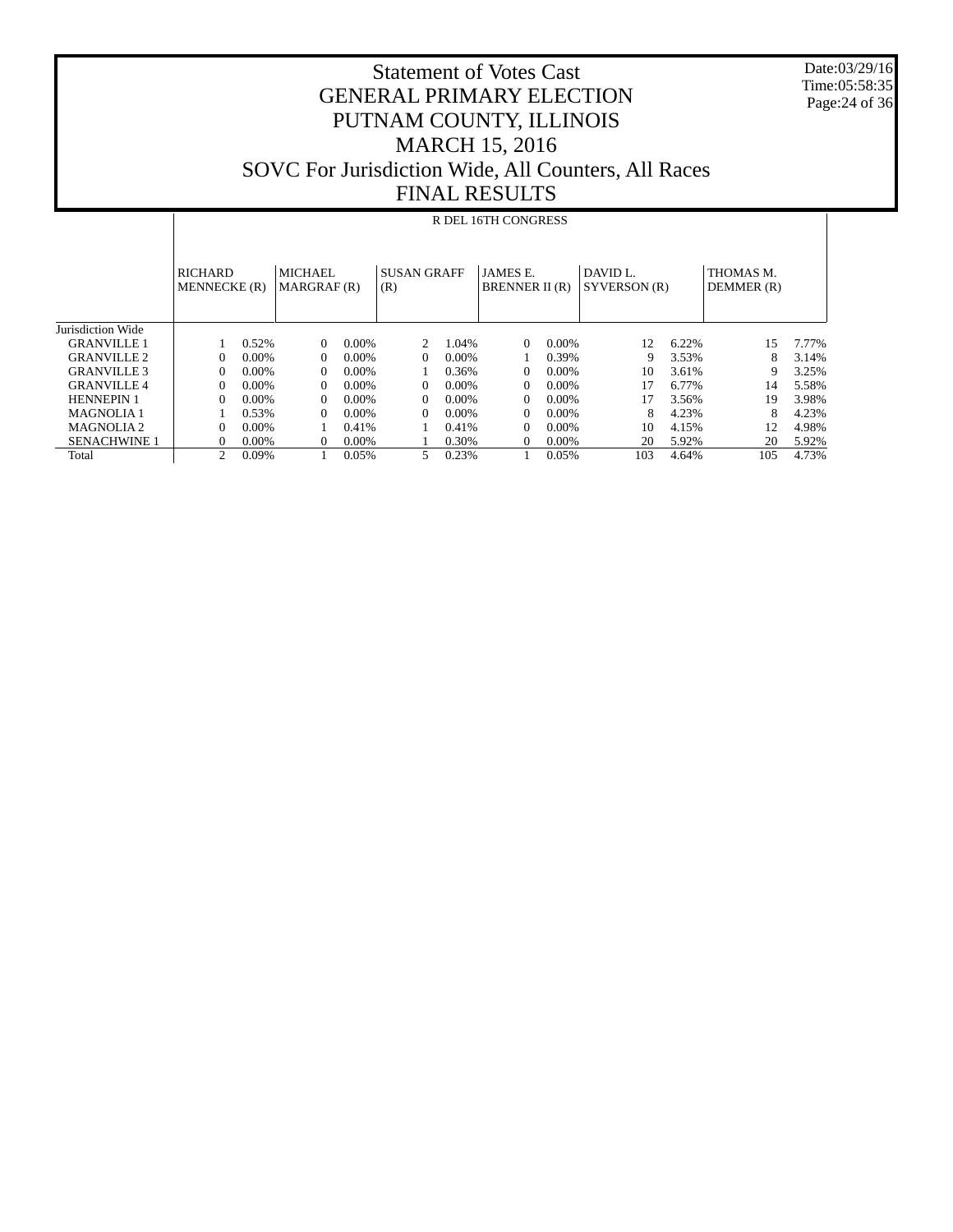# Statement of Votes Cast
# GENERAL PRIMARY ELECTION
# PUTNAM COUNTY, ILLINOIS
# MARCH 15, 2016
# SOVC For Jurisdiction Wide, All Counters, All Races
# FINAL RESULTS

Date:03/29/16
Time:05:58:35

R DEL 16TH CONGRESS

| | RICHARD MENNECKE (R) | | MICHAEL MARGRAF (R) | | SUSAN GRAFF (R) | | JAMES E. BRENNER II (R) | | DAVID L. SYVERSON (R) | | THOMAS M. DEMMER (R) | |
|---|---|---|---|---|---|---|---|---|---|---|---|---|
| Jurisdiction Wide | | | | | | | | | | | | |
| GRANVILLE 1 | 1 | 0.52% | 0 | 0.00% | 2 | 1.04% | 0 | 0.00% | 12 | 6.22% | 15 | 7.77% |
| GRANVILLE 2 | 0 | 0.00% | 0 | 0.00% | 0 | 0.00% | 1 | 0.39% | 9 | 3.53% | 8 | 3.14% |
| GRANVILLE 3 | 0 | 0.00% | 0 | 0.00% | 1 | 0.36% | 0 | 0.00% | 10 | 3.61% | 9 | 3.25% |
| GRANVILLE 4 | 0 | 0.00% | 0 | 0.00% | 0 | 0.00% | 0 | 0.00% | 17 | 6.77% | 14 | 5.58% |
| HENNEPIN 1 | 0 | 0.00% | 0 | 0.00% | 0 | 0.00% | 0 | 0.00% | 17 | 3.56% | 19 | 3.98% |
| MAGNOLIA 1 | 1 | 0.53% | 0 | 0.00% | 0 | 0.00% | 0 | 0.00% | 8 | 4.23% | 8 | 4.23% |
| MAGNOLIA 2 | 0 | 0.00% | 1 | 0.41% | 1 | 0.41% | 0 | 0.00% | 10 | 4.15% | 12 | 4.98% |
| SENACHWINE 1 | 0 | 0.00% | 0 | 0.00% | 1 | 0.30% | 0 | 0.00% | 20 | 5.92% | 20 | 5.92% |
| Total | 2 | 0.09% | 1 | 0.05% | 5 | 0.23% | 1 | 0.05% | 103 | 4.64% | 105 | 4.73% |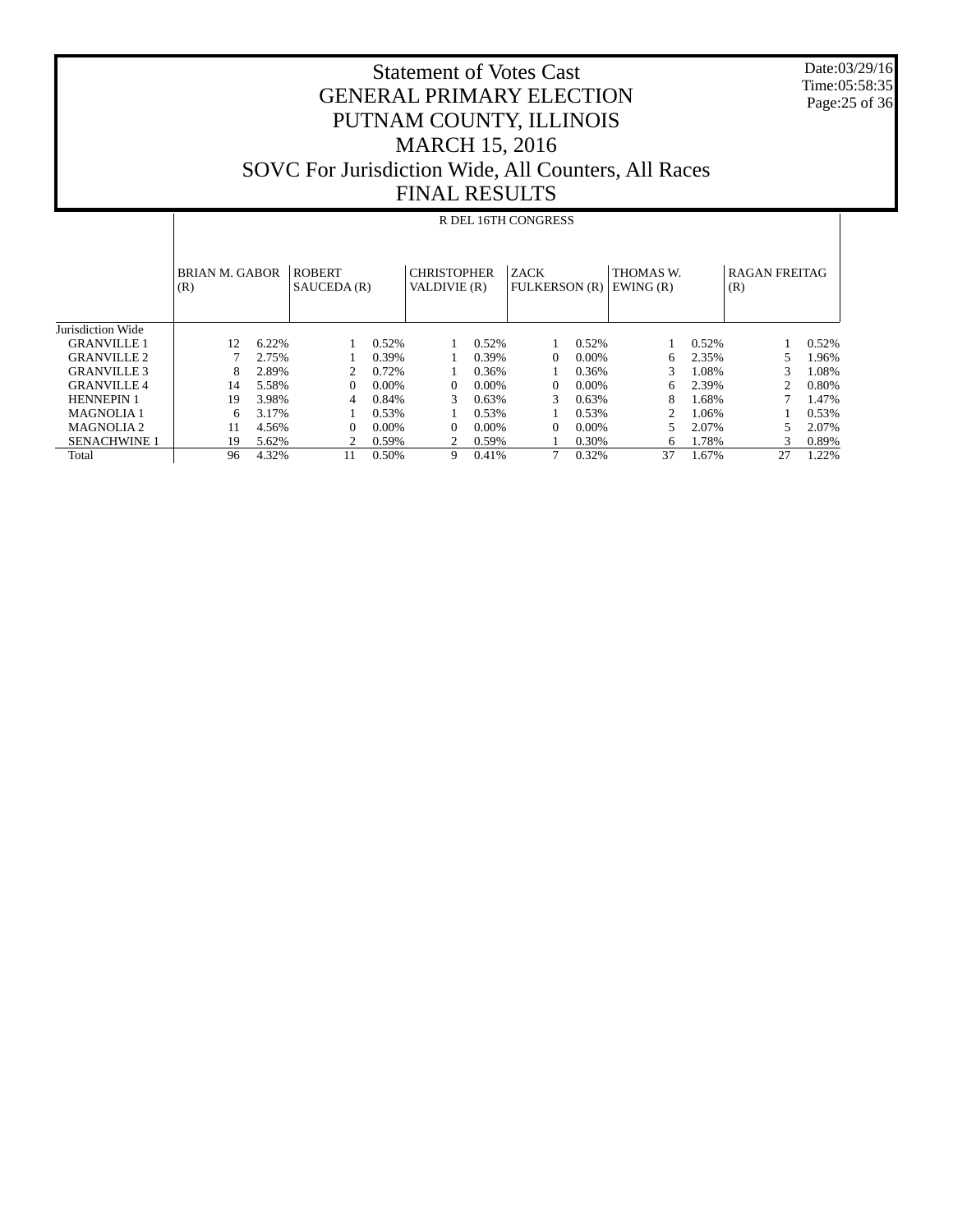# Statement of Votes Cast
# GENERAL PRIMARY ELECTION
# PUTNAM COUNTY, ILLINOIS
# MARCH 15, 2016
# SOVC For Jurisdiction Wide, All Counters, All Races
# FINAL RESULTS

Date:03/29/16
Time:05:58:35

R DEL 16TH CONGRESS

| | BRIAN M. GABOR (R) | | ROBERT SAUCEDA (R) | | CHRISTOPHER VALDIVIE (R) | | ZACK FULKERSON (R) | | THOMAS W. EWING (R) | | RAGAN FREITAG (R) | |
|---|---|---|---|---|---|---|---|---|---|---|---|---|
| Jurisdiction Wide | | | | | | | | | | | | |
| GRANVILLE 1 | 12 | 6.22% | 1 | 0.52% | 1 | 0.52% | 1 | 0.52% | 1 | 0.52% | 1 | 0.52% |
| GRANVILLE 2 | 7 | 2.75% | 1 | 0.39% | 1 | 0.39% | 0 | 0.00% | 6 | 2.35% | 5 | 1.96% |
| GRANVILLE 3 | 8 | 2.89% | 2 | 0.72% | 1 | 0.36% | 1 | 0.36% | 3 | 1.08% | 3 | 1.08% |
| GRANVILLE 4 | 14 | 5.58% | 0 | 0.00% | 0 | 0.00% | 0 | 0.00% | 6 | 2.39% | 2 | 0.80% |
| HENNEPIN 1 | 19 | 3.98% | 4 | 0.84% | 3 | 0.63% | 3 | 0.63% | 8 | 1.68% | 7 | 1.47% |
| MAGNOLIA 1 | 6 | 3.17% | 1 | 0.53% | 1 | 0.53% | 1 | 0.53% | 2 | 1.06% | 1 | 0.53% |
| MAGNOLIA 2 | 11 | 4.56% | 0 | 0.00% | 0 | 0.00% | 0 | 0.00% | 5 | 2.07% | 5 | 2.07% |
| SENACHWINE 1 | 19 | 5.62% | 2 | 0.59% | 2 | 0.59% | 1 | 0.30% | 6 | 1.78% | 3 | 0.89% |
| Total | 96 | 4.32% | 11 | 0.50% | 9 | 0.41% | 7 | 0.32% | 37 | 1.67% | 27 | 1.22% |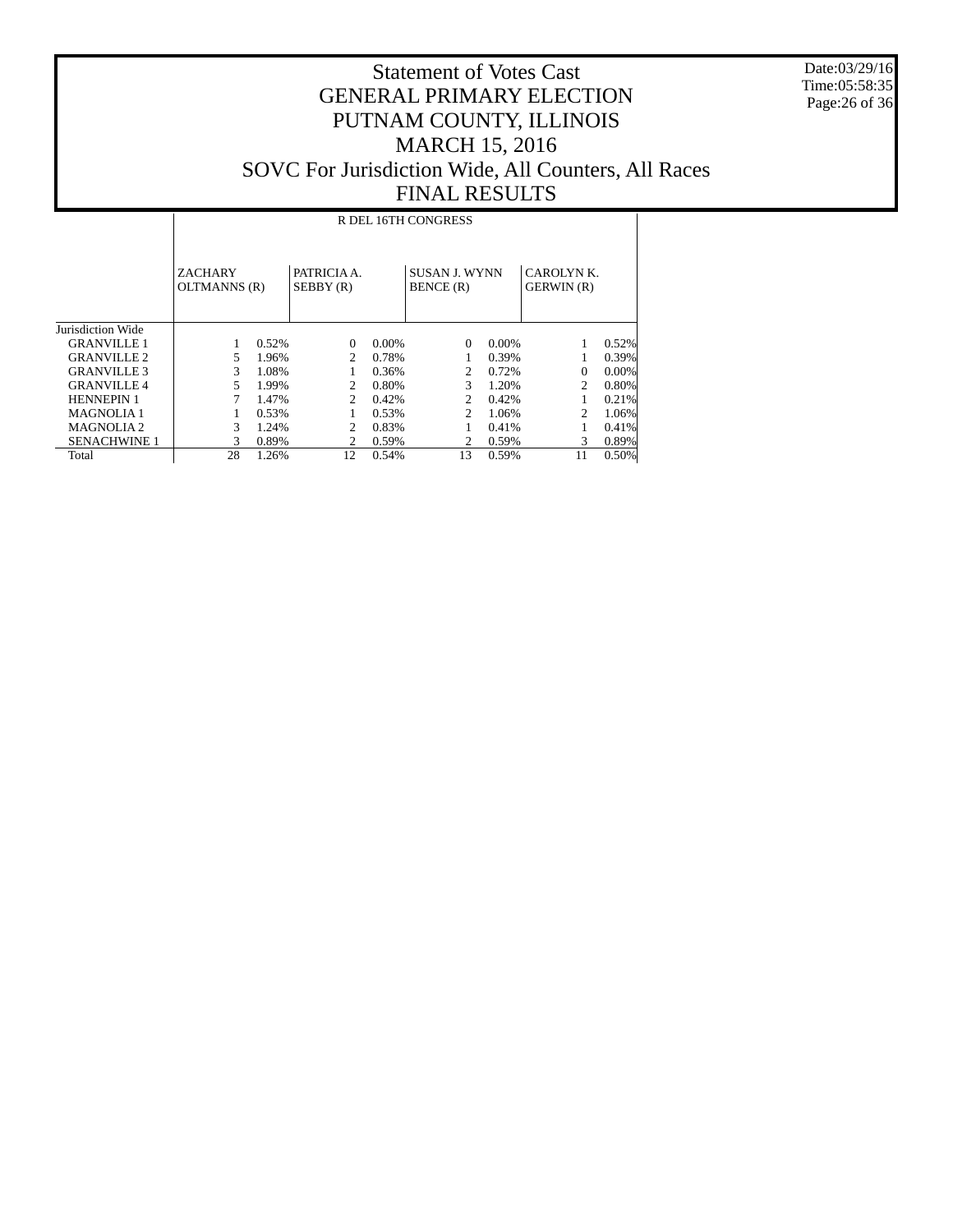# Statement of Votes Cast
# GENERAL PRIMARY ELECTION
# PUTNAM COUNTY, ILLINOIS
# MARCH 15, 2016
# SOVC For Jurisdiction Wide, All Counters, All Races
# FINAL RESULTS

Date:03/29/16
Time:05:58:35

| | R DEL 16TH CONGRESS | | | | | | | |
|---|---|---|---|---|---|---|---|---|
| | ZACHARY OLTMANNS (R) | | PATRICIA A. SEBBY (R) | | SUSAN J. WYNN BENCE (R) | | CAROLYN K. GERWIN (R) | |
| Jurisdiction Wide | | | | | | | | |
| GRANVILLE 1 | 1 | 0.52% | 0 | 0.00% | 0 | 0.00% | 1 | 0.52% |
| GRANVILLE 2 | 5 | 1.96% | 2 | 0.78% | 1 | 0.39% | 1 | 0.39% |
| GRANVILLE 3 | 3 | 1.08% | 1 | 0.36% | 2 | 0.72% | 0 | 0.00% |
| GRANVILLE 4 | 5 | 1.99% | 2 | 0.80% | 3 | 1.20% | 2 | 0.80% |
| HENNEPIN 1 | 7 | 1.47% | 2 | 0.42% | 2 | 0.42% | 1 | 0.21% |
| MAGNOLIA 1 | 1 | 0.53% | 1 | 0.53% | 2 | 1.06% | 2 | 1.06% |
| MAGNOLIA 2 | 3 | 1.24% | 2 | 0.83% | 1 | 0.41% | 1 | 0.41% |
| SENACHWINE 1 | 3 | 0.89% | 2 | 0.59% | 2 | 0.59% | 3 | 0.89% |
| Total | 28 | 1.26% | 12 | 0.54% | 13 | 0.59% | 11 | 0.50% |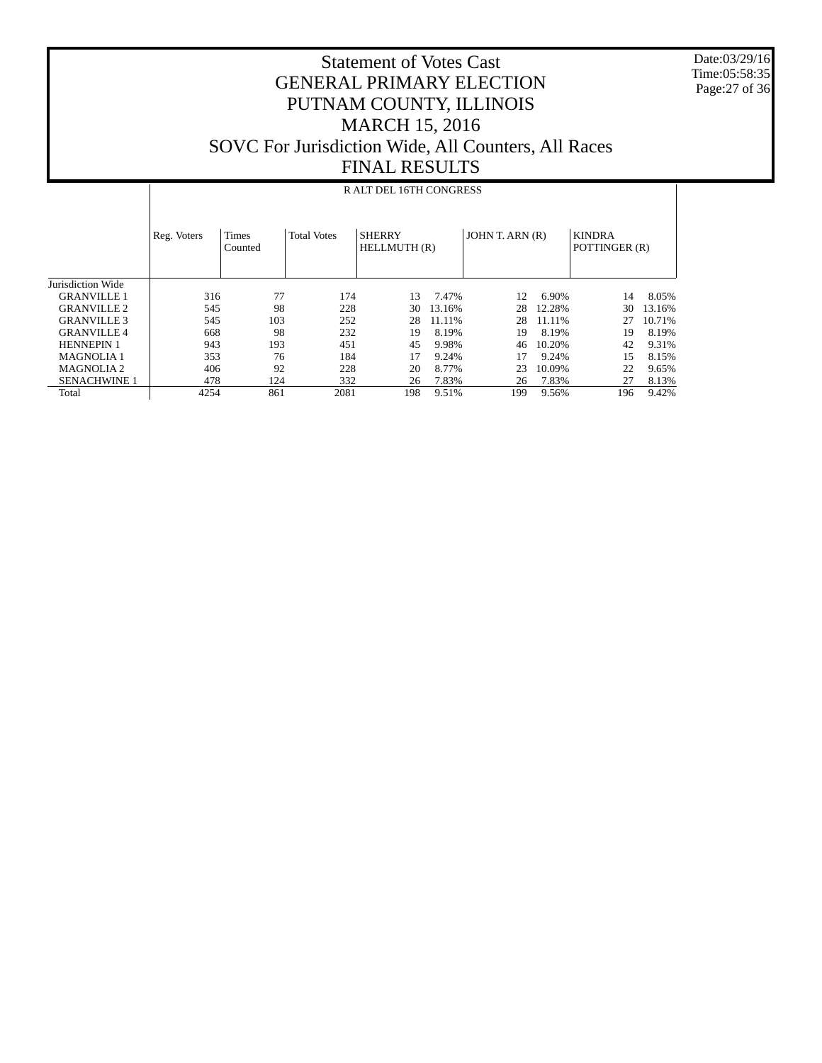# Statement of Votes Cast
## GENERAL PRIMARY ELECTION
## PUTNAM COUNTY, ILLINOIS
## MARCH 15, 2016
## SOVC For Jurisdiction Wide, All Counters, All Races
## FINAL RESULTS

Date:03/29/16
Time:05:58:35

R ALT DEL 16TH CONGRESS

| | Reg. Voters | Times Counted | Total Votes | SHERRY HELLMUTH (R) | | JOHN T. ARN (R) | | KINDRA POTTINGER (R) | |
|---|---|---|---|---|---|---|---|---|---|
| Jurisdiction Wide | | | | | | | | | |
| GRANVILLE 1 | 316 | 77 | 174 | 13 | 7.47% | 12 | 6.90% | 14 | 8.05% |
| GRANVILLE 2 | 545 | 98 | 228 | 30 | 13.16% | 28 | 12.28% | 30 | 13.16% |
| GRANVILLE 3 | 545 | 103 | 252 | 28 | 11.11% | 28 | 11.11% | 27 | 10.71% |
| GRANVILLE 4 | 668 | 98 | 232 | 19 | 8.19% | 19 | 8.19% | 19 | 8.19% |
| HENNEPIN 1 | 943 | 193 | 451 | 45 | 9.98% | 46 | 10.20% | 42 | 9.31% |
| MAGNOLIA 1 | 353 | 76 | 184 | 17 | 9.24% | 17 | 9.24% | 15 | 8.15% |
| MAGNOLIA 2 | 406 | 92 | 228 | 20 | 8.77% | 23 | 10.09% | 22 | 9.65% |
| SENACHWINE 1 | 478 | 124 | 332 | 26 | 7.83% | 26 | 7.83% | 27 | 8.13% |
| Total | 4254 | 861 | 2081 | 198 | 9.51% | 199 | 9.56% | 196 | 9.42% |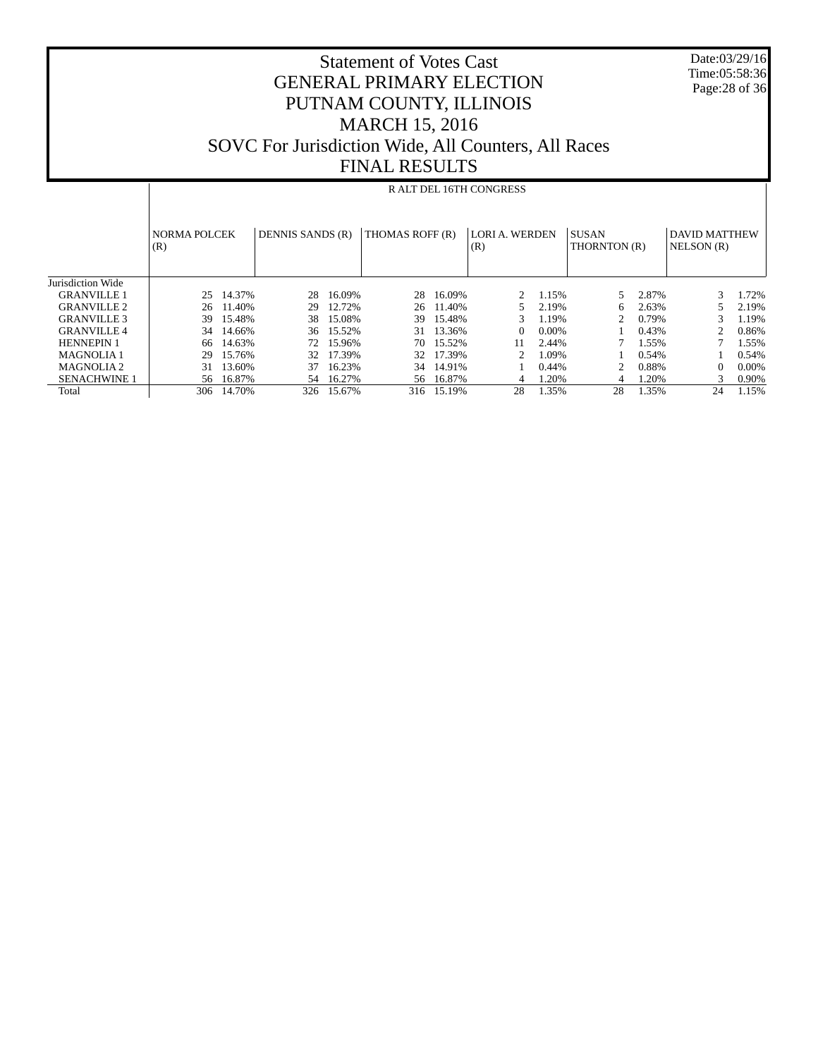# Statement of Votes Cast
# GENERAL PRIMARY ELECTION
# PUTNAM COUNTY, ILLINOIS
# MARCH 15, 2016
# SOVC For Jurisdiction Wide, All Counters, All Races
# FINAL RESULTS

Date:03/29/16
Time:05:58:36

R ALT DEL 16TH CONGRESS

| | NORMA POLCEK (R) | | DENNIS SANDS (R) | | THOMAS ROFF (R) | | LORI A. WERDEN (R) | | SUSAN THORNTON (R) | | DAVID MATTHEW NELSON (R) | |
|---|---|---|---|---|---|---|---|---|---|---|---|---|
| Jurisdiction Wide | | | | | | | | | | | | |
| GRANVILLE 1 | 25 | 14.37% | 28 | 16.09% | 28 | 16.09% | 2 | 1.15% | 5 | 2.87% | 3 | 1.72% |
| GRANVILLE 2 | 26 | 11.40% | 29 | 12.72% | 26 | 11.40% | 5 | 2.19% | 6 | 2.63% | 5 | 2.19% |
| GRANVILLE 3 | 39 | 15.48% | 38 | 15.08% | 39 | 15.48% | 3 | 1.19% | 2 | 0.79% | 3 | 1.19% |
| GRANVILLE 4 | 34 | 14.66% | 36 | 15.52% | 31 | 13.36% | 0 | 0.00% | 1 | 0.43% | 2 | 0.86% |
| HENNEPIN 1 | 66 | 14.63% | 72 | 15.96% | 70 | 15.52% | 11 | 2.44% | 7 | 1.55% | 7 | 1.55% |
| MAGNOLIA 1 | 29 | 15.76% | 32 | 17.39% | 32 | 17.39% | 2 | 1.09% | 1 | 0.54% | 1 | 0.54% |
| MAGNOLIA 2 | 31 | 13.60% | 37 | 16.23% | 34 | 14.91% | 1 | 0.44% | 2 | 0.88% | 0 | 0.00% |
| SENACHWINE 1 | 56 | 16.87% | 54 | 16.27% | 56 | 16.87% | 4 | 1.20% | 4 | 1.20% | 3 | 0.90% |
| Total | 306 | 14.70% | 326 | 15.67% | 316 | 15.19% | 28 | 1.35% | 28 | 1.35% | 24 | 1.15% |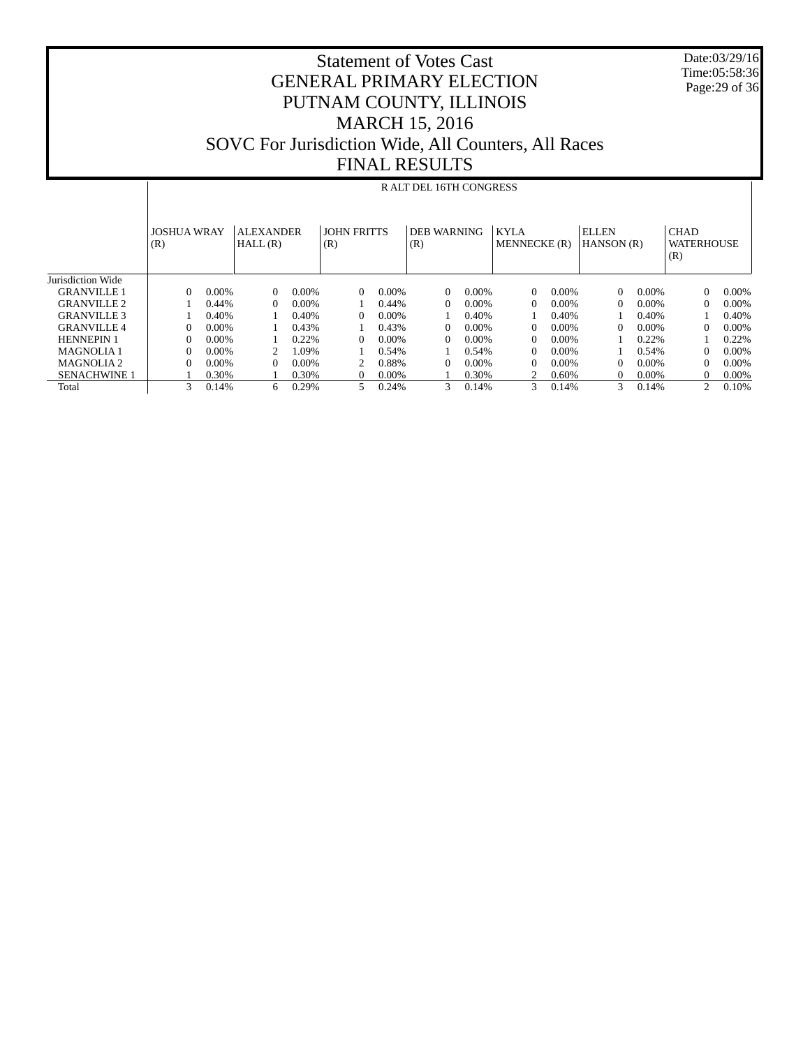# Statement of Votes Cast
## GENERAL PRIMARY ELECTION
## PUTNAM COUNTY, ILLINOIS
## MARCH 15, 2016
## SOVC For Jurisdiction Wide, All Counters, All Races
## FINAL RESULTS

Date:03/29/16
Time:05:58:36

| | R ALT DEL 16TH CONGRESS | | | | | | | | | | | | | |
|---|---|---|---|---|---|---|---|---|---|---|---|---|---|---|
| | JOSHUA WRAY (R) | | ALEXANDER HALL (R) | | JOHN FRITTS (R) | | DEB WARNING (R) | | KYLA MENNECKE (R) | | ELLEN HANSON (R) | | CHAD WATERHOUSE (R) | |
| Jurisdiction Wide | | | | | | | | | | | | | | |
| GRANVILLE 1 | 0 | 0.00% | 0 | 0.00% | 0 | 0.00% | 0 | 0.00% | 0 | 0.00% | 0 | 0.00% | 0 | 0.00% |
| GRANVILLE 2 | 1 | 0.44% | 0 | 0.00% | 1 | 0.44% | 0 | 0.00% | 0 | 0.00% | 0 | 0.00% | 0 | 0.00% |
| GRANVILLE 3 | 1 | 0.40% | 1 | 0.40% | 0 | 0.00% | 1 | 0.40% | 1 | 0.40% | 1 | 0.40% | 1 | 0.40% |
| GRANVILLE 4 | 0 | 0.00% | 1 | 0.43% | 1 | 0.43% | 0 | 0.00% | 0 | 0.00% | 0 | 0.00% | 0 | 0.00% |
| HENNEPIN 1 | 0 | 0.00% | 1 | 0.22% | 0 | 0.00% | 0 | 0.00% | 0 | 0.00% | 1 | 0.22% | 1 | 0.22% |
| MAGNOLIA 1 | 0 | 0.00% | 2 | 1.09% | 1 | 0.54% | 1 | 0.54% | 0 | 0.00% | 1 | 0.54% | 0 | 0.00% |
| MAGNOLIA 2 | 0 | 0.00% | 0 | 0.00% | 2 | 0.88% | 0 | 0.00% | 0 | 0.00% | 0 | 0.00% | 0 | 0.00% |
| SENACHWINE 1 | 1 | 0.30% | 1 | 0.30% | 0 | 0.00% | 1 | 0.30% | 2 | 0.60% | 0 | 0.00% | 0 | 0.00% |
| Total | 3 | 0.14% | 6 | 0.29% | 5 | 0.24% | 3 | 0.14% | 3 | 0.14% | 3 | 0.14% | 2 | 0.10% |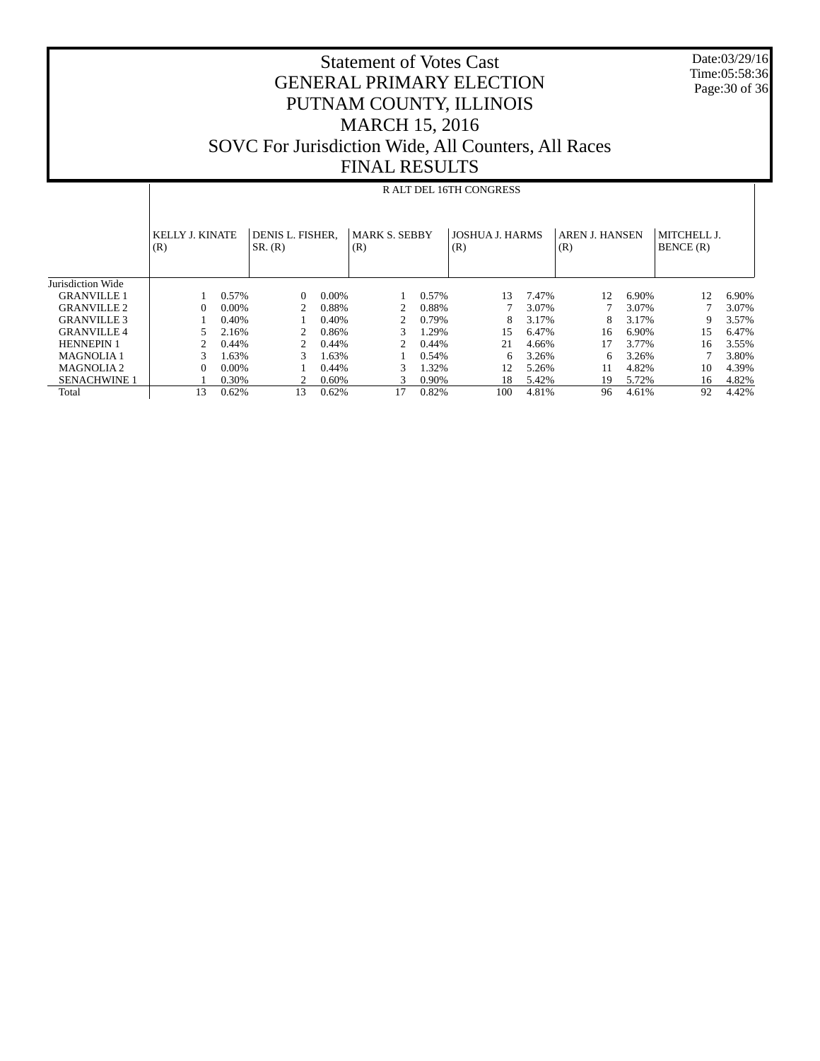# Statement of Votes Cast
# GENERAL PRIMARY ELECTION
# PUTNAM COUNTY, ILLINOIS
# MARCH 15, 2016
# SOVC For Jurisdiction Wide, All Counters, All Races
# FINAL RESULTS

Date:03/29/16
Time:05:58:36

| | R ALT DEL 16TH CONGRESS | | | | | | | | | | | |
|---|---|---|---|---|---|---|---|---|---|---|---|---|
| | KELLY J. KINATE (R) | | DENIS L. FISHER, SR. (R) | | MARK S. SEBBY (R) | | JOSHUA J. HARMS (R) | | AREN J. HANSEN (R) | | MITCHELL J. BENCE (R) | |
| Jurisdiction Wide | | | | | | | | | | | | |
| GRANVILLE 1 | 1 | 0.57% | 0 | 0.00% | 1 | 0.57% | 13 | 7.47% | 12 | 6.90% | 12 | 6.90% |
| GRANVILLE 2 | 0 | 0.00% | 2 | 0.88% | 2 | 0.88% | 7 | 3.07% | 7 | 3.07% | 7 | 3.07% |
| GRANVILLE 3 | 1 | 0.40% | 1 | 0.40% | 2 | 0.79% | 8 | 3.17% | 8 | 3.17% | 9 | 3.57% |
| GRANVILLE 4 | 5 | 2.16% | 2 | 0.86% | 3 | 1.29% | 15 | 6.47% | 16 | 6.90% | 15 | 6.47% |
| HENNEPIN 1 | 2 | 0.44% | 2 | 0.44% | 2 | 0.44% | 21 | 4.66% | 17 | 3.77% | 16 | 3.55% |
| MAGNOLIA 1 | 3 | 1.63% | 3 | 1.63% | 1 | 0.54% | 6 | 3.26% | 6 | 3.26% | 7 | 3.80% |
| MAGNOLIA 2 | 0 | 0.00% | 1 | 0.44% | 3 | 1.32% | 12 | 5.26% | 11 | 4.82% | 10 | 4.39% |
| SENACHWINE 1 | 1 | 0.30% | 2 | 0.60% | 3 | 0.90% | 18 | 5.42% | 19 | 5.72% | 16 | 4.82% |
| Total | 13 | 0.62% | 13 | 0.62% | 17 | 0.82% | 100 | 4.81% | 96 | 4.61% | 92 | 4.42% |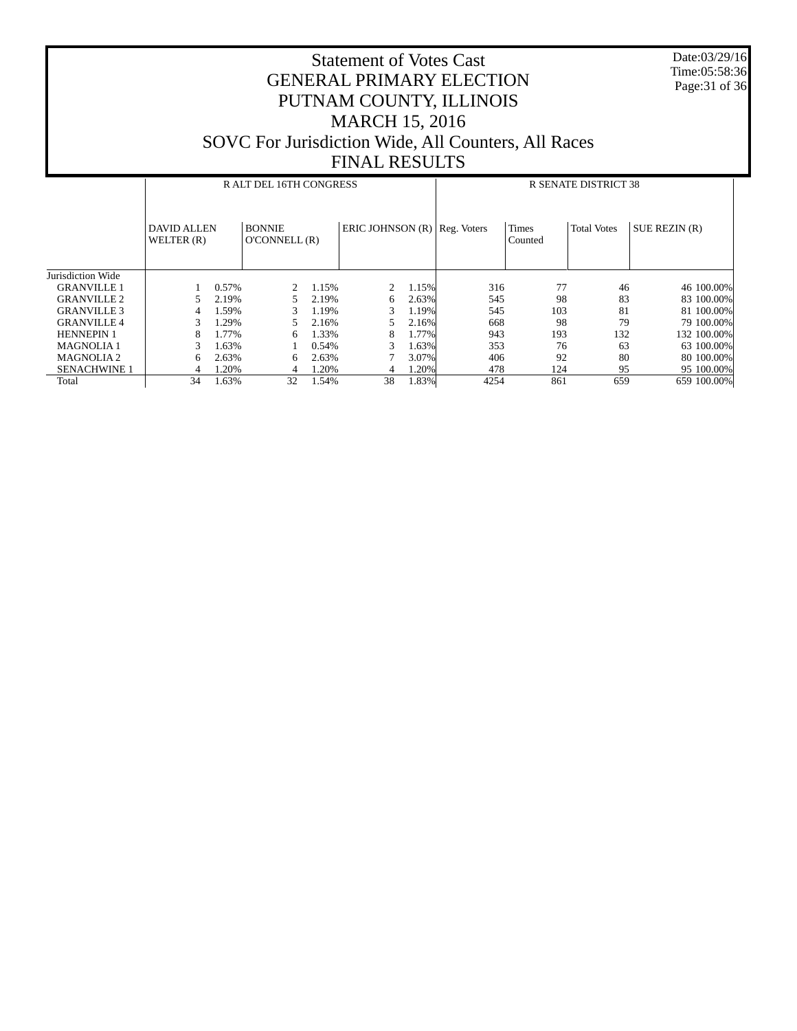# Statement of Votes Cast
# GENERAL PRIMARY ELECTION
# PUTNAM COUNTY, ILLINOIS
# MARCH 15, 2016
# SOVC For Jurisdiction Wide, All Counters, All Races
# FINAL RESULTS

Date:03/29/16
Time:05:58:36

| | R ALT DEL 16TH CONGRESS | | | | | | R SENATE DISTRICT 38 | | | | |
|---|---|---|---|---|---|---|---|---|---|---|---|
| | DAVID ALLEN WELTER (R) | | BONNIE O'CONNELL (R) | | ERIC JOHNSON (R) | | Reg. Voters | Times Counted | Total Votes | SUE REZIN (R) | |
| Jurisdiction Wide | | | | | | | | | | | |
| GRANVILLE 1 | 1 | 0.57% | 2 | 1.15% | 2 | 1.15% | 316 | 77 | 46 | 46 | 100.00% |
| GRANVILLE 2 | 5 | 2.19% | 5 | 2.19% | 6 | 2.63% | 545 | 98 | 83 | 83 | 100.00% |
| GRANVILLE 3 | 4 | 1.59% | 3 | 1.19% | 3 | 1.19% | 545 | 103 | 81 | 81 | 100.00% |
| GRANVILLE 4 | 3 | 1.29% | 5 | 2.16% | 5 | 2.16% | 668 | 98 | 79 | 79 | 100.00% |
| HENNEPIN 1 | 8 | 1.77% | 6 | 1.33% | 8 | 1.77% | 943 | 193 | 132 | 132 | 100.00% |
| MAGNOLIA 1 | 3 | 1.63% | 1 | 0.54% | 3 | 1.63% | 353 | 76 | 63 | 63 | 100.00% |
| MAGNOLIA 2 | 6 | 2.63% | 6 | 2.63% | 7 | 3.07% | 406 | 92 | 80 | 80 | 100.00% |
| SENACHWINE 1 | 4 | 1.20% | 4 | 1.20% | 4 | 1.20% | 478 | 124 | 95 | 95 | 100.00% |
| Total | 34 | 1.63% | 32 | 1.54% | 38 | 1.83% | 4254 | 861 | 659 | 659 | 100.00% |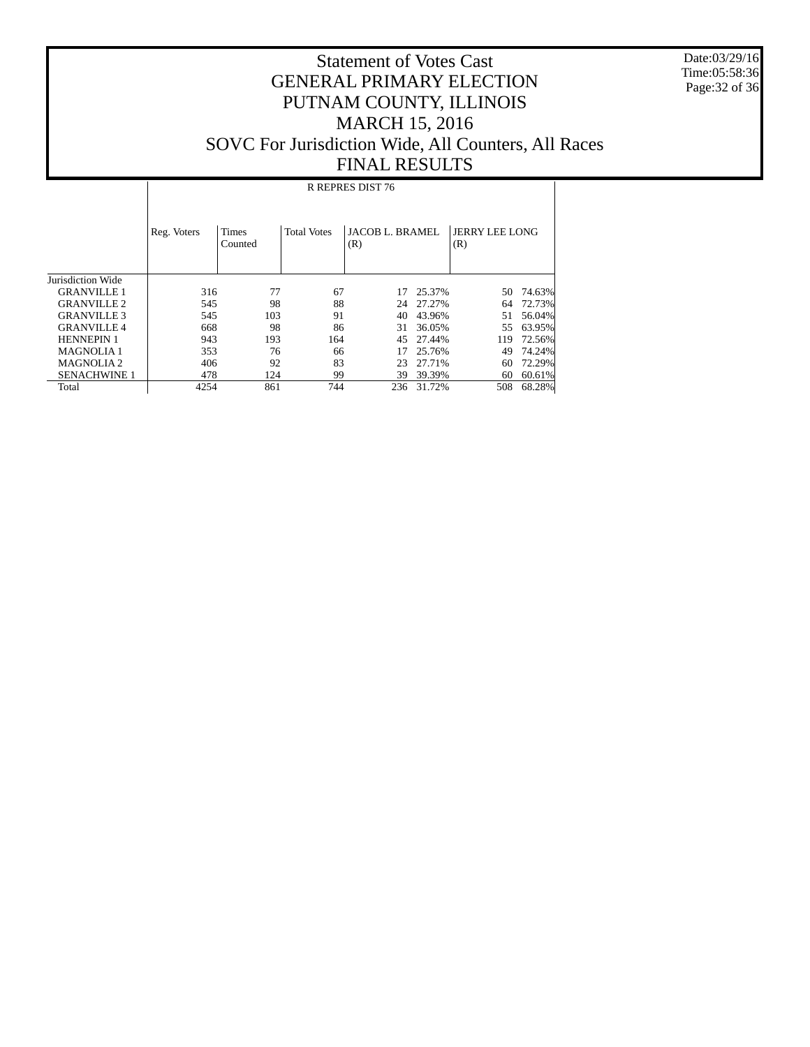# Statement of Votes Cast
# GENERAL PRIMARY ELECTION
# PUTNAM COUNTY, ILLINOIS
# MARCH 15, 2016
# SOVC For Jurisdiction Wide, All Counters, All Races
# FINAL RESULTS

| | R REPRES DIST 76 | | | | | | |
|---|---|---|---|---|---|---|---|
| | Reg. Voters | Times Counted | Total Votes | JACOB L. BRAMEL (R) | | JERRY LEE LONG (R) | |
| Jurisdiction Wide | | | | | | | |
| GRANVILLE 1 | 316 | 77 | 67 | 17 | 25.37% | 50 | 74.63% |
| GRANVILLE 2 | 545 | 98 | 88 | 24 | 27.27% | 64 | 72.73% |
| GRANVILLE 3 | 545 | 103 | 91 | 40 | 43.96% | 51 | 56.04% |
| GRANVILLE 4 | 668 | 98 | 86 | 31 | 36.05% | 55 | 63.95% |
| HENNEPIN 1 | 943 | 193 | 164 | 45 | 27.44% | 119 | 72.56% |
| MAGNOLIA 1 | 353 | 76 | 66 | 17 | 25.76% | 49 | 74.24% |
| MAGNOLIA 2 | 406 | 92 | 83 | 23 | 27.71% | 60 | 72.29% |
| SENACHWINE 1 | 478 | 124 | 99 | 39 | 39.39% | 60 | 60.61% |
| Total | 4254 | 861 | 744 | 236 | 31.72% | 508 | 68.28% |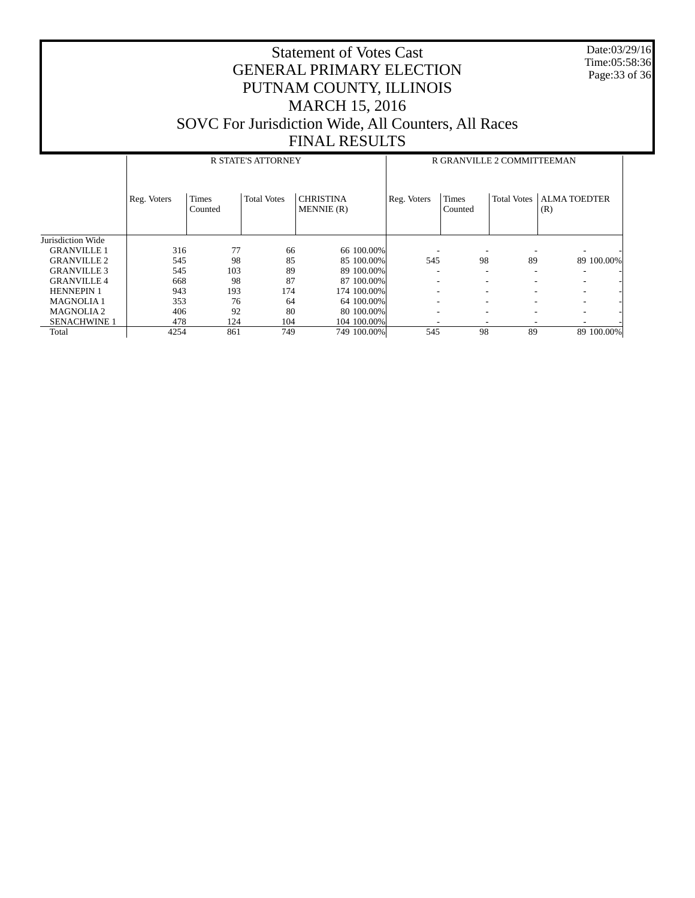# Statement of Votes Cast
# GENERAL PRIMARY ELECTION
# PUTNAM COUNTY, ILLINOIS
# MARCH 15, 2016
# SOVC For Jurisdiction Wide, All Counters, All Races
# FINAL RESULTS

Date:03/29/16
Time:05:58:36

| | R STATE'S ATTORNEY | | | | | R GRANVILLE 2 COMMITTEEMAN | | | | |
|---|---|---|---|---|---|---|---|---|---|---|
| | Reg. Voters | Times Counted | Total Votes | CHRISTINA MENNIE (R) | | Reg. Voters | Times Counted | Total Votes | ALMA TOEDTER (R) | |
| Jurisdiction Wide | | | | | | | | | | |
| GRANVILLE 1 | 316 | 77 | 66 | 66 | 100.00% | - | - | - | - | - |
| GRANVILLE 2 | 545 | 98 | 85 | 85 | 100.00% | 545 | 98 | 89 | 89 | 100.00% |
| GRANVILLE 3 | 545 | 103 | 89 | 89 | 100.00% | - | - | - | - | - |
| GRANVILLE 4 | 668 | 98 | 87 | 87 | 100.00% | - | - | - | - | - |
| HENNEPIN 1 | 943 | 193 | 174 | 174 | 100.00% | - | - | - | - | - |
| MAGNOLIA 1 | 353 | 76 | 64 | 64 | 100.00% | - | - | - | - | - |
| MAGNOLIA 2 | 406 | 92 | 80 | 80 | 100.00% | - | - | - | - | - |
| SENACHWINE 1 | 478 | 124 | 104 | 104 | 100.00% | - | - | - | - | - |
| Total | 4254 | 861 | 749 | 749 | 100.00% | 545 | 98 | 89 | 89 | 100.00% |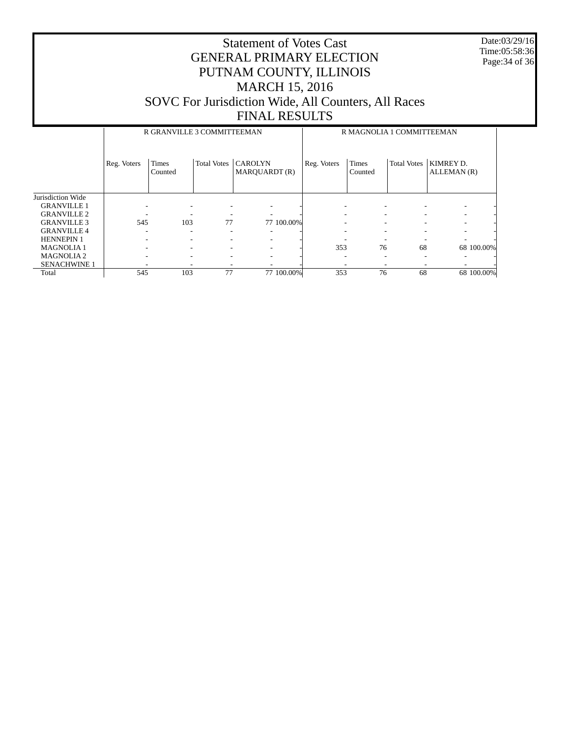# Statement of Votes Cast
# GENERAL PRIMARY ELECTION
# PUTNAM COUNTY, ILLINOIS
# MARCH 15, 2016
# SOVC For Jurisdiction Wide, All Counters, All Races
# FINAL RESULTS

Date:03/29/16
Time:05:58:36

| | R GRANVILLE 3 COMMITTEEMAN | | | | | R MAGNOLIA 1 COMMITTEEMAN | | | | |
|---|---|---|---|---|---|---|---|---|---|---|
| | Reg. Voters | Times Counted | Total Votes | CAROLYN MARQUARDT (R) | | Reg. Voters | Times Counted | Total Votes | KIMREY D. ALLEMAN (R) | |
| Jurisdiction Wide | | | | | | | | | | |
| GRANVILLE 1 | - | - | - | - | - | - | - | - | - | - |
| GRANVILLE 2 | - | - | - | - | - | - | - | - | - | - |
| GRANVILLE 3 | 545 | 103 | 77 | 77 | 100.00% | - | - | - | - | - |
| GRANVILLE 4 | - | - | - | - | - | - | - | - | - | - |
| HENNEPIN 1 | - | - | - | - | - | - | - | - | - | - |
| MAGNOLIA 1 | - | - | - | - | - | 353 | 76 | 68 | 68 | 100.00% |
| MAGNOLIA 2 | - | - | - | - | - | - | - | - | - | - |
| SENACHWINE 1 | - | - | - | - | - | - | - | - | - | - |
| Total | 545 | 103 | 77 | 77 | 100.00% | 353 | 76 | 68 | 68 | 100.00% |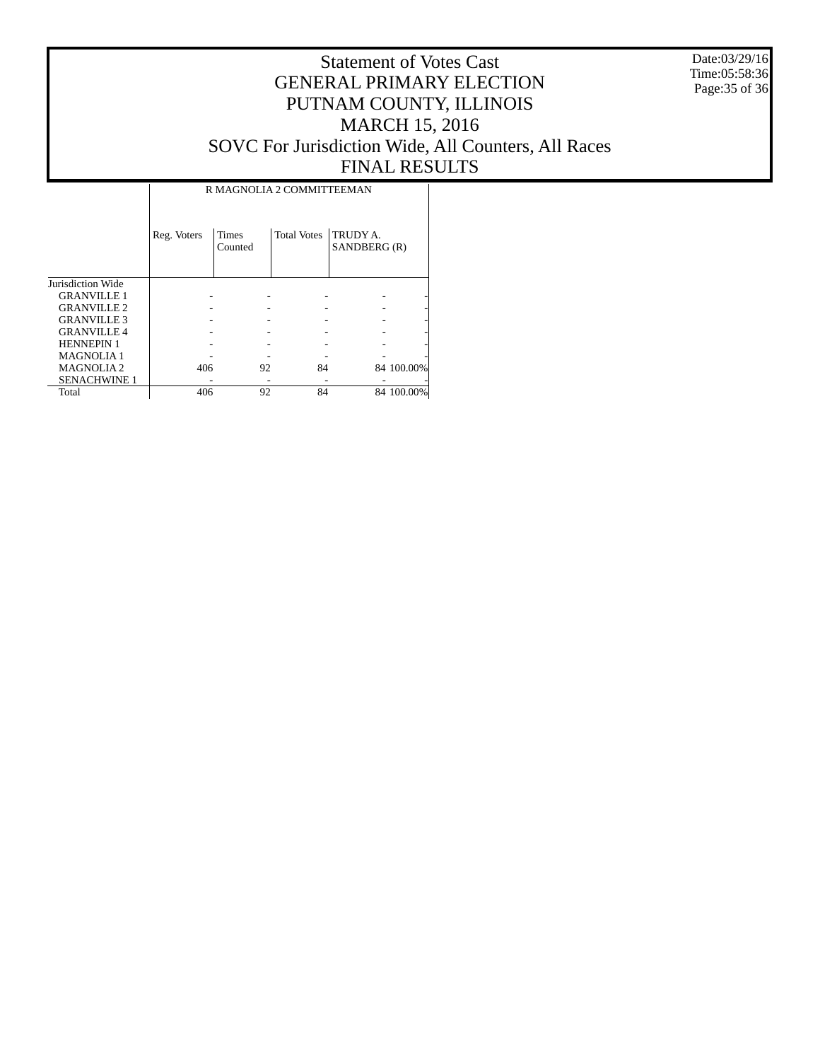Statement of Votes Cast
GENERAL PRIMARY ELECTION
PUTNAM COUNTY, ILLINOIS
MARCH 15, 2016
SOVC For Jurisdiction Wide, All Counters, All Races
FINAL RESULTS

Date:03/29/16
Time:05:58:36

| | R MAGNOLIA 2 COMMITTEEMAN | | | | |
|---|---|---|---|---|---|
| | Reg. Voters | Times Counted | Total Votes | TRUDY A. SANDBERG (R) | |
| Jurisdiction Wide | | | | | |
| GRANVILLE 1 | - | - | - | - | - |
| GRANVILLE 2 | - | - | - | - | - |
| GRANVILLE 3 | - | - | - | - | - |
| GRANVILLE 4 | - | - | - | - | - |
| HENNEPIN 1 | - | - | - | - | - |
| MAGNOLIA 1 | - | - | - | - | - |
| MAGNOLIA 2 | 406 | 92 | 84 | 84 | 100.00% |
| SENACHWINE 1 | - | - | - | - | - |
| Total | 406 | 92 | 84 | 84 | 100.00% |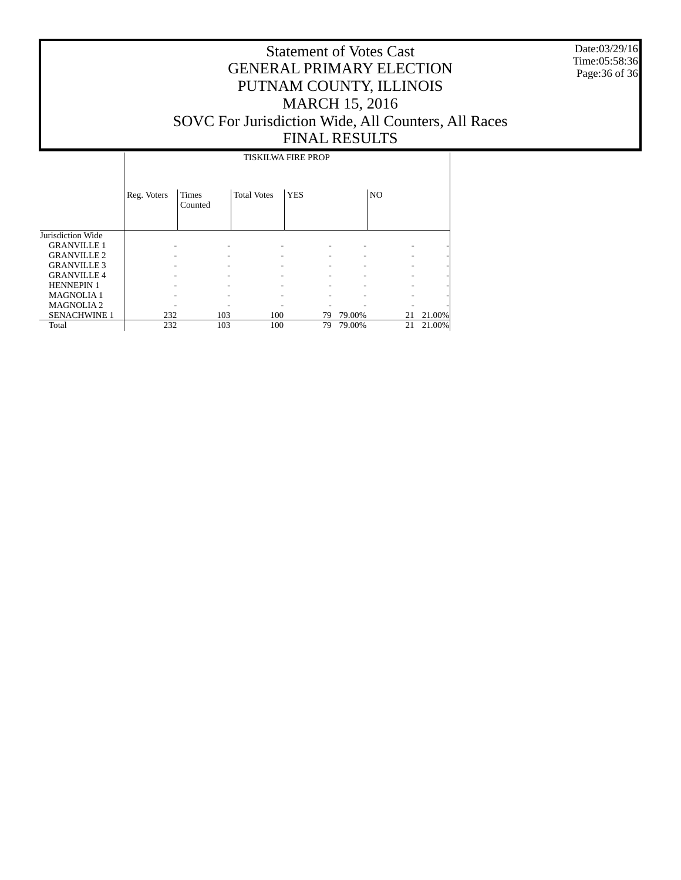# Statement of Votes Cast
# GENERAL PRIMARY ELECTION
# PUTNAM COUNTY, ILLINOIS
# MARCH 15, 2016
# SOVC For Jurisdiction Wide, All Counters, All Races
# FINAL RESULTS

Date:03/29/16
Time:05:58:36

| | TISKILWA FIRE PROP | | | | | | |
|---|---|---|---|---|---|---|---|
| | Reg. Voters | Times Counted | Total Votes | YES | | NO | |
| Jurisdiction Wide | | | | | | | |
| GRANVILLE 1 | - | - | - | - | - | - | - |
| GRANVILLE 2 | - | - | - | - | - | - | - |
| GRANVILLE 3 | - | - | - | - | - | - | - |
| GRANVILLE 4 | - | - | - | - | - | - | - |
| HENNEPIN 1 | - | - | - | - | - | - | - |
| MAGNOLIA 1 | - | - | - | - | - | - | - |
| MAGNOLIA 2 | - | - | - | - | - | - | - |
| SENACHWINE 1 | 232 | 103 | 100 | 79 | 79.00% | 21 | 21.00% |
| Total | 232 | 103 | 100 | 79 | 79.00% | 21 | 21.00% |